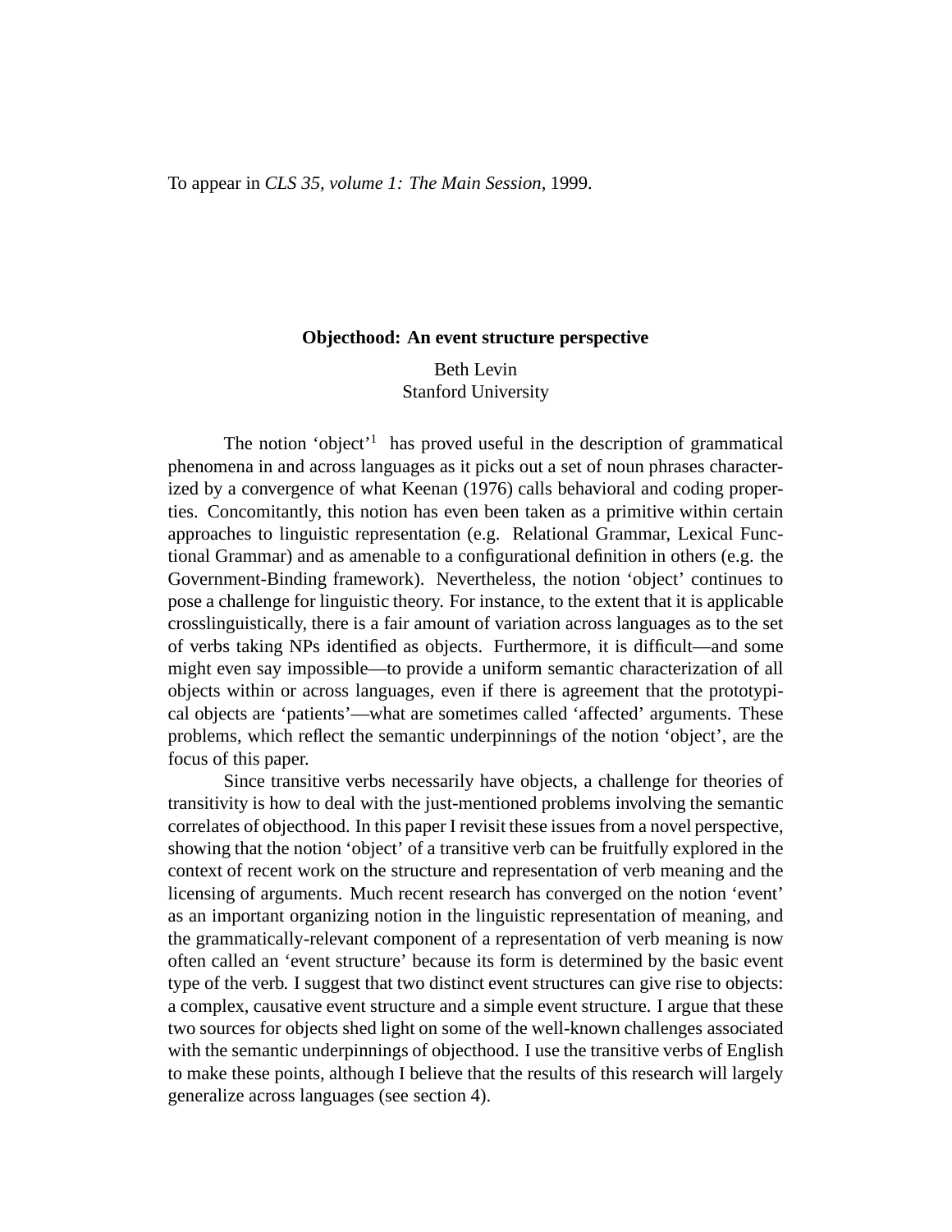To appear in *CLS 35, volume 1: The Main Session*, 1999.

# Objecthood: An event structure perspective

Beth Levin
Stanford University

The notion 'object'[1] has proved useful in the description of grammatical phenomena in and across languages as it picks out a set of noun phrases characterized by a convergence of what Keenan (1976) calls behavioral and coding properties. Concomitantly, this notion has even been taken as a primitive within certain approaches to linguistic representation (e.g. Relational Grammar, Lexical Functional Grammar) and as amenable to a configurational definition in others (e.g. the Government-Binding framework). Nevertheless, the notion 'object' continues to pose a challenge for linguistic theory. For instance, to the extent that it is applicable crosslinguistically, there is a fair amount of variation across languages as to the set of verbs taking NPs identified as objects. Furthermore, it is difficult—and some might even say impossible—to provide a uniform semantic characterization of all objects within or across languages, even if there is agreement that the prototypical objects are 'patients'—what are sometimes called 'affected' arguments. These problems, which reflect the semantic underpinnings of the notion 'object', are the focus of this paper.

Since transitive verbs necessarily have objects, a challenge for theories of transitivity is how to deal with the just-mentioned problems involving the semantic correlates of objecthood. In this paper I revisit these issues from a novel perspective, showing that the notion 'object' of a transitive verb can be fruitfully explored in the context of recent work on the structure and representation of verb meaning and the licensing of arguments. Much recent research has converged on the notion 'event' as an important organizing notion in the linguistic representation of meaning, and the grammatically-relevant component of a representation of verb meaning is now often called an 'event structure' because its form is determined by the basic event type of the verb. I suggest that two distinct event structures can give rise to objects: a complex, causative event structure and a simple event structure. I argue that these two sources for objects shed light on some of the well-known challenges associated with the semantic underpinnings of objecthood. I use the transitive verbs of English to make these points, although I believe that the results of this research will largely generalize across languages (see section 4).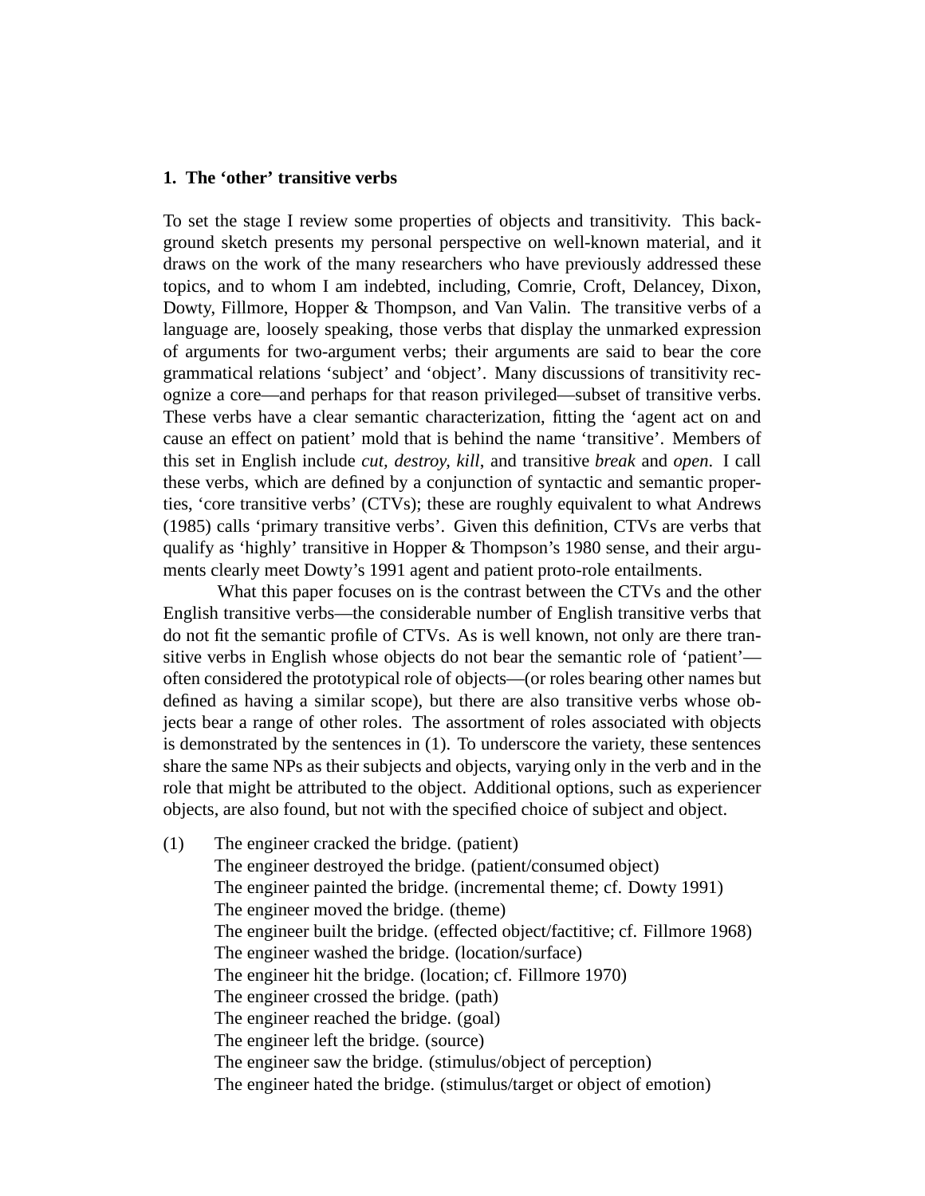## 1. The ‘other’ transitive verbs

To set the stage I review some properties of objects and transitivity. This background sketch presents my personal perspective on well-known material, and it draws on the work of the many researchers who have previously addressed these topics, and to whom I am indebted, including, Comrie, Croft, Delancey, Dixon, Dowty, Fillmore, Hopper & Thompson, and Van Valin. The transitive verbs of a language are, loosely speaking, those verbs that display the unmarked expression of arguments for two-argument verbs; their arguments are said to bear the core grammatical relations ‘subject’ and ‘object’. Many discussions of transitivity recognize a core—and perhaps for that reason privileged—subset of transitive verbs. These verbs have a clear semantic characterization, fitting the ‘agent act on and cause an effect on patient’ mold that is behind the name ‘transitive’. Members of this set in English include *cut, destroy, kill*, and transitive *break* and *open*. I call these verbs, which are defined by a conjunction of syntactic and semantic properties, ‘core transitive verbs’ (CTVs); these are roughly equivalent to what Andrews (1985) calls ‘primary transitive verbs’. Given this definition, CTVs are verbs that qualify as ‘highly’ transitive in Hopper & Thompson’s 1980 sense, and their arguments clearly meet Dowty’s 1991 agent and patient proto-role entailments.

What this paper focuses on is the contrast between the CTVs and the other English transitive verbs—the considerable number of English transitive verbs that do not fit the semantic profile of CTVs. As is well known, not only are there transitive verbs in English whose objects do not bear the semantic role of ‘patient’—often considered the prototypical role of objects—(or roles bearing other names but defined as having a similar scope), but there are also transitive verbs whose objects bear a range of other roles. The assortment of roles associated with objects is demonstrated by the sentences in (1). To underscore the variety, these sentences share the same NPs as their subjects and objects, varying only in the verb and in the role that might be attributed to the object. Additional options, such as experiencer objects, are also found, but not with the specified choice of subject and object.

(1) The engineer cracked the bridge. (patient)
The engineer destroyed the bridge. (patient/consumed object)
The engineer painted the bridge. (incremental theme; cf. Dowty 1991)
The engineer moved the bridge. (theme)
The engineer built the bridge. (effected object/factitive; cf. Fillmore 1968)
The engineer washed the bridge. (location/surface)
The engineer hit the bridge. (location; cf. Fillmore 1970)
The engineer crossed the bridge. (path)
The engineer reached the bridge. (goal)
The engineer left the bridge. (source)
The engineer saw the bridge. (stimulus/object of perception)
The engineer hated the bridge. (stimulus/target or object of emotion)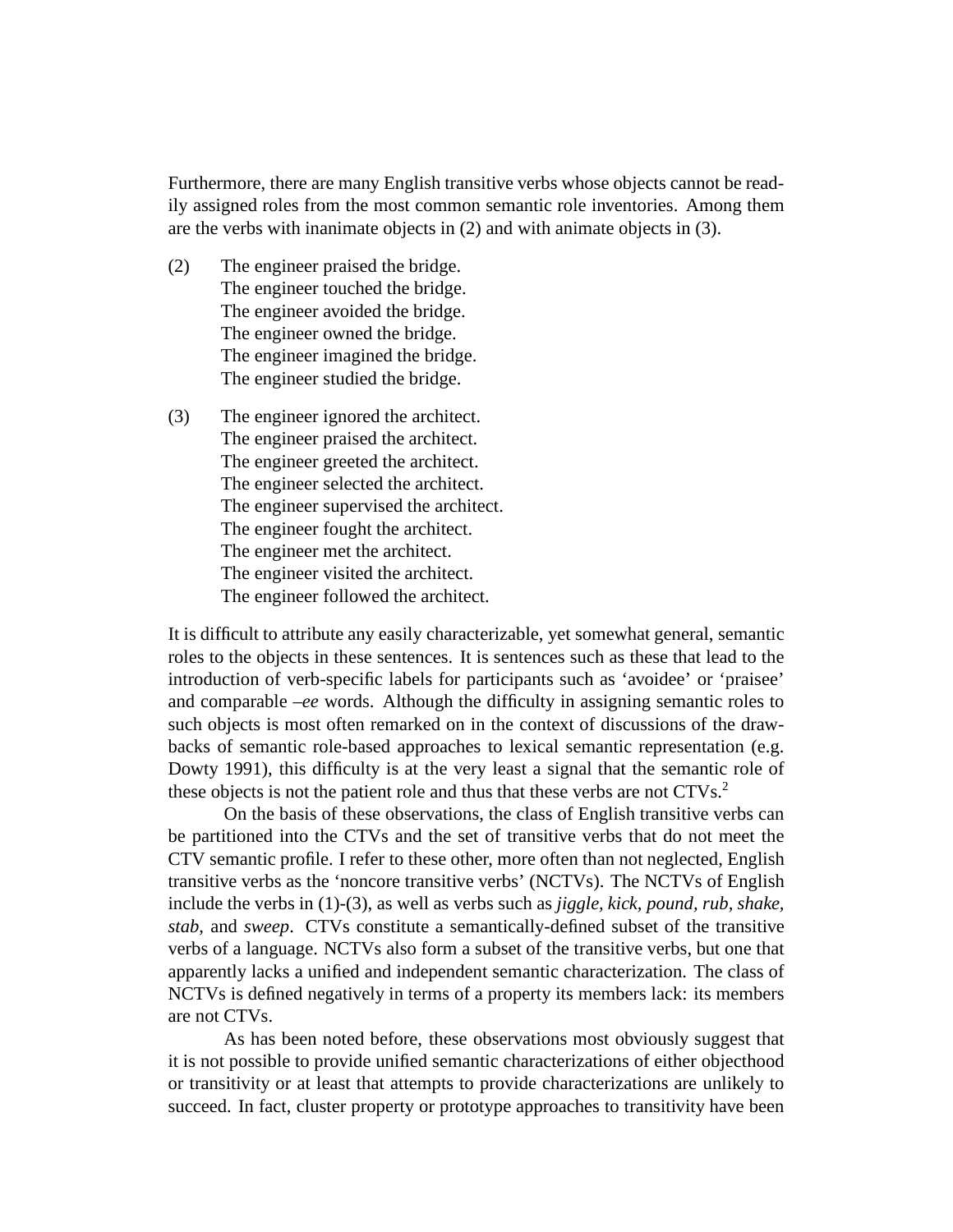Furthermore, there are many English transitive verbs whose objects cannot be readily assigned roles from the most common semantic role inventories. Among them are the verbs with inanimate objects in (2) and with animate objects in (3).

(2) The engineer praised the bridge.
The engineer touched the bridge.
The engineer avoided the bridge.
The engineer owned the bridge.
The engineer imagined the bridge.
The engineer studied the bridge.

(3) The engineer ignored the architect.
The engineer praised the architect.
The engineer greeted the architect.
The engineer selected the architect.
The engineer supervised the architect.
The engineer fought the architect.
The engineer met the architect.
The engineer visited the architect.
The engineer followed the architect.

It is difficult to attribute any easily characterizable, yet somewhat general, semantic roles to the objects in these sentences. It is sentences such as these that lead to the introduction of verb-specific labels for participants such as 'avoidee' or 'praisee' and comparable *–ee* words. Although the difficulty in assigning semantic roles to such objects is most often remarked on in the context of discussions of the drawbacks of semantic role-based approaches to lexical semantic representation (e.g. Dowty 1991), this difficulty is at the very least a signal that the semantic role of these objects is not the patient role and thus that these verbs are not CTVs.[2]

On the basis of these observations, the class of English transitive verbs can be partitioned into the CTVs and the set of transitive verbs that do not meet the CTV semantic profile. I refer to these other, more often than not neglected, English transitive verbs as the 'noncore transitive verbs' (NCTVs). The NCTVs of English include the verbs in (1)-(3), as well as verbs such as *jiggle*, *kick*, *pound*, *rub*, *shake*, *stab*, and *sweep*. CTVs constitute a semantically-defined subset of the transitive verbs of a language. NCTVs also form a subset of the transitive verbs, but one that apparently lacks a unified and independent semantic characterization. The class of NCTVs is defined negatively in terms of a property its members lack: its members are not CTVs.

As has been noted before, these observations most obviously suggest that it is not possible to provide unified semantic characterizations of either objecthood or transitivity or at least that attempts to provide characterizations are unlikely to succeed. In fact, cluster property or prototype approaches to transitivity have been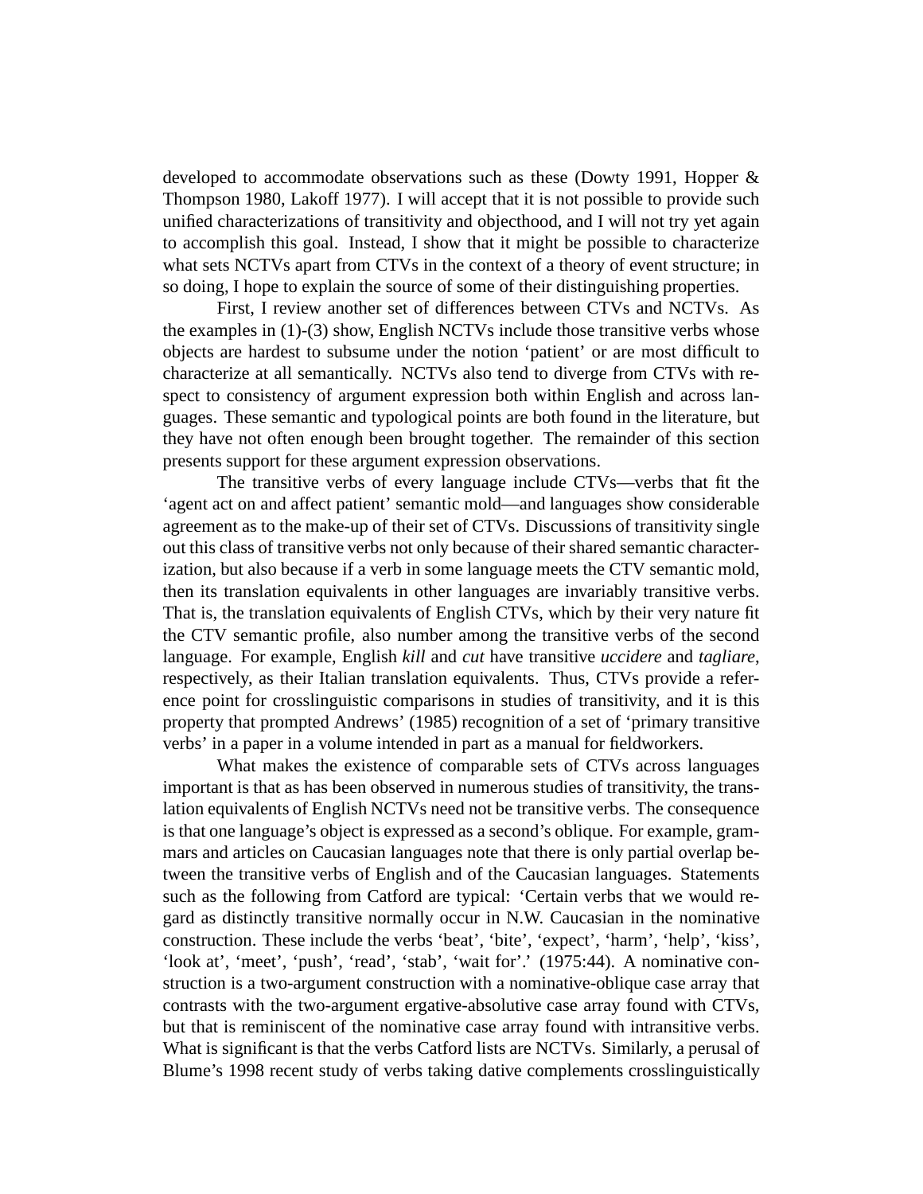developed to accommodate observations such as these (Dowty 1991, Hopper & Thompson 1980, Lakoff 1977). I will accept that it is not possible to provide such unified characterizations of transitivity and objecthood, and I will not try yet again to accomplish this goal. Instead, I show that it might be possible to characterize what sets NCTVs apart from CTVs in the context of a theory of event structure; in so doing, I hope to explain the source of some of their distinguishing properties.

First, I review another set of differences between CTVs and NCTVs. As the examples in (1)-(3) show, English NCTVs include those transitive verbs whose objects are hardest to subsume under the notion 'patient' or are most difficult to characterize at all semantically. NCTVs also tend to diverge from CTVs with respect to consistency of argument expression both within English and across languages. These semantic and typological points are both found in the literature, but they have not often enough been brought together. The remainder of this section presents support for these argument expression observations.

The transitive verbs of every language include CTVs—verbs that fit the 'agent act on and affect patient' semantic mold—and languages show considerable agreement as to the make-up of their set of CTVs. Discussions of transitivity single out this class of transitive verbs not only because of their shared semantic characterization, but also because if a verb in some language meets the CTV semantic mold, then its translation equivalents in other languages are invariably transitive verbs. That is, the translation equivalents of English CTVs, which by their very nature fit the CTV semantic profile, also number among the transitive verbs of the second language. For example, English *kill* and *cut* have transitive *uccidere* and *tagliare*, respectively, as their Italian translation equivalents. Thus, CTVs provide a reference point for crosslinguistic comparisons in studies of transitivity, and it is this property that prompted Andrews' (1985) recognition of a set of 'primary transitive verbs' in a paper in a volume intended in part as a manual for fieldworkers.

What makes the existence of comparable sets of CTVs across languages important is that as has been observed in numerous studies of transitivity, the translation equivalents of English NCTVs need not be transitive verbs. The consequence is that one language's object is expressed as a second's oblique. For example, grammars and articles on Caucasian languages note that there is only partial overlap between the transitive verbs of English and of the Caucasian languages. Statements such as the following from Catford are typical: 'Certain verbs that we would regard as distinctly transitive normally occur in N.W. Caucasian in the nominative construction. These include the verbs 'beat', 'bite', 'expect', 'harm', 'help', 'kiss', 'look at', 'meet', 'push', 'read', 'stab', 'wait for'.' (1975:44). A nominative construction is a two-argument construction with a nominative-oblique case array that contrasts with the two-argument ergative-absolutive case array found with CTVs, but that is reminiscent of the nominative case array found with intransitive verbs. What is significant is that the verbs Catford lists are NCTVs. Similarly, a perusal of Blume's 1998 recent study of verbs taking dative complements crosslinguistically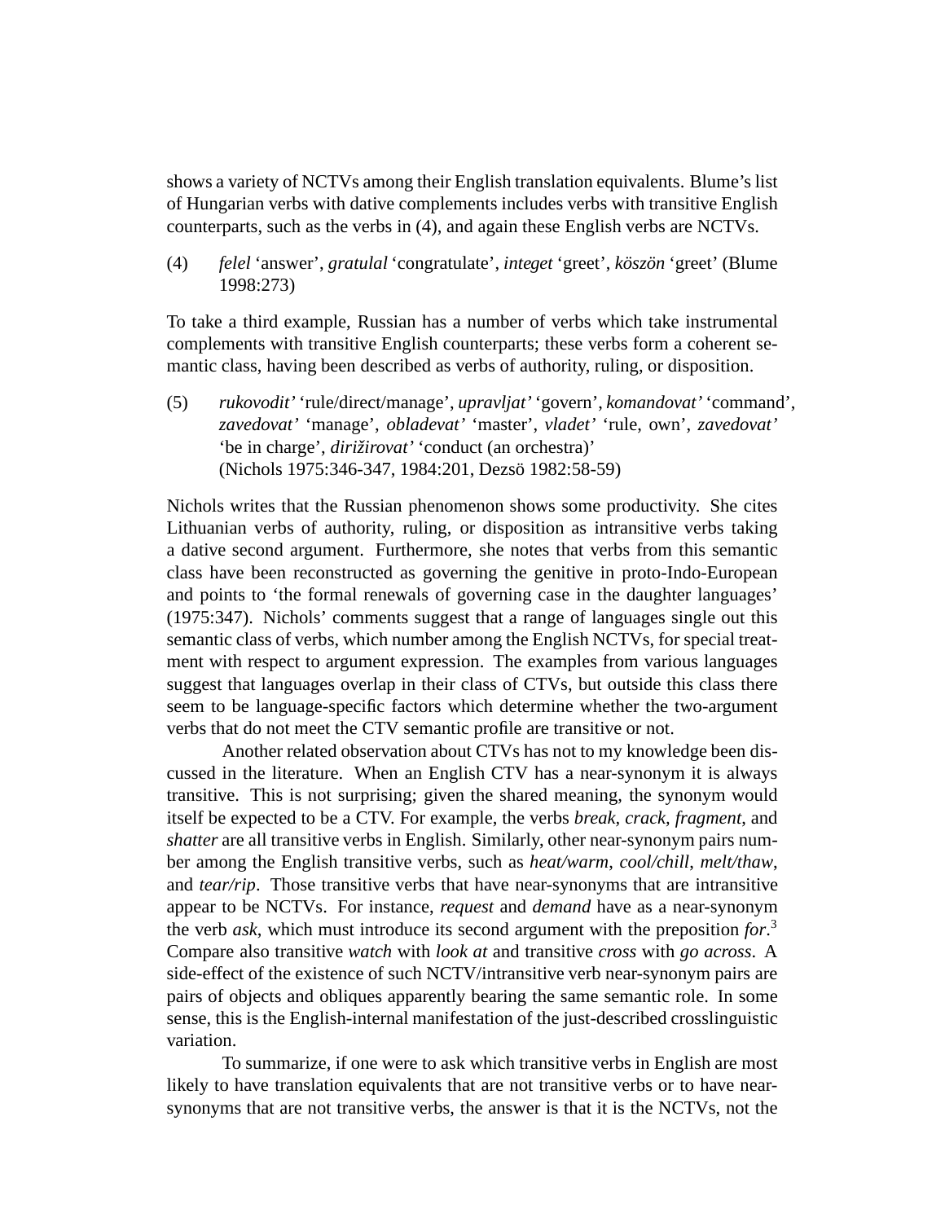shows a variety of NCTVs among their English translation equivalents. Blume's list of Hungarian verbs with dative complements includes verbs with transitive English counterparts, such as the verbs in (4), and again these English verbs are NCTVs.

(4) *felel* 'answer', *gratulal* 'congratulate', *integet* 'greet', *köszön* 'greet' (Blume 1998:273)

To take a third example, Russian has a number of verbs which take instrumental complements with transitive English counterparts; these verbs form a coherent semantic class, having been described as verbs of authority, ruling, or disposition.

(5) *rukovodit'* 'rule/direct/manage', *upravljat'* 'govern', *komandovat'* 'command', *zavedovat'* 'manage', *obladevat'* 'master', *vladet'* 'rule, own', *zavedovat'* 'be in charge', *dirižirovat'* 'conduct (an orchestra)' (Nichols 1975:346-347, 1984:201, Dezsö 1982:58-59)

Nichols writes that the Russian phenomenon shows some productivity. She cites Lithuanian verbs of authority, ruling, or disposition as intransitive verbs taking a dative second argument. Furthermore, she notes that verbs from this semantic class have been reconstructed as governing the genitive in proto-Indo-European and points to 'the formal renewals of governing case in the daughter languages' (1975:347). Nichols' comments suggest that a range of languages single out this semantic class of verbs, which number among the English NCTVs, for special treatment with respect to argument expression. The examples from various languages suggest that languages overlap in their class of CTVs, but outside this class there seem to be language-specific factors which determine whether the two-argument verbs that do not meet the CTV semantic profile are transitive or not.

Another related observation about CTVs has not to my knowledge been discussed in the literature. When an English CTV has a near-synonym it is always transitive. This is not surprising; given the shared meaning, the synonym would itself be expected to be a CTV. For example, the verbs *break, crack, fragment*, and *shatter* are all transitive verbs in English. Similarly, other near-synonym pairs number among the English transitive verbs, such as *heat/warm*, *cool/chill*, *melt/thaw*, and *tear/rip*. Those transitive verbs that have near-synonyms that are intransitive appear to be NCTVs. For instance, *request* and *demand* have as a near-synonym the verb *ask*, which must introduce its second argument with the preposition *for*.[3] Compare also transitive *watch* with *look at* and transitive *cross* with *go across*. A side-effect of the existence of such NCTV/intransitive verb near-synonym pairs are pairs of objects and obliques apparently bearing the same semantic role. In some sense, this is the English-internal manifestation of the just-described crosslinguistic variation.

To summarize, if one were to ask which transitive verbs in English are most likely to have translation equivalents that are not transitive verbs or to have near-synonyms that are not transitive verbs, the answer is that it is the NCTVs, not the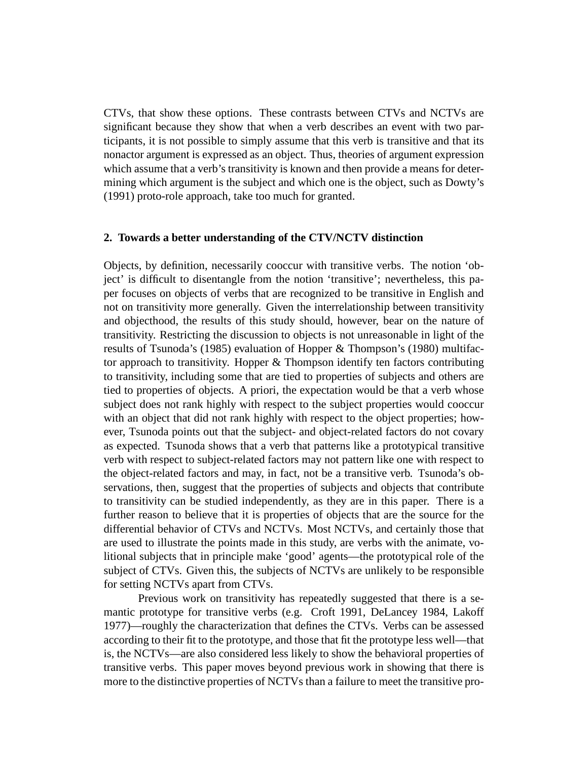CTVs, that show these options. These contrasts between CTVs and NCTVs are significant because they show that when a verb describes an event with two participants, it is not possible to simply assume that this verb is transitive and that its nonactor argument is expressed as an object. Thus, theories of argument expression which assume that a verb's transitivity is known and then provide a means for determining which argument is the subject and which one is the object, such as Dowty's (1991) proto-role approach, take too much for granted.

## 2. Towards a better understanding of the CTV/NCTV distinction

Objects, by definition, necessarily cooccur with transitive verbs. The notion 'object' is difficult to disentangle from the notion 'transitive'; nevertheless, this paper focuses on objects of verbs that are recognized to be transitive in English and not on transitivity more generally. Given the interrelationship between transitivity and objecthood, the results of this study should, however, bear on the nature of transitivity. Restricting the discussion to objects is not unreasonable in light of the results of Tsunoda's (1985) evaluation of Hopper & Thompson's (1980) multifactor approach to transitivity. Hopper & Thompson identify ten factors contributing to transitivity, including some that are tied to properties of subjects and others are tied to properties of objects. A priori, the expectation would be that a verb whose subject does not rank highly with respect to the subject properties would cooccur with an object that did not rank highly with respect to the object properties; however, Tsunoda points out that the subject- and object-related factors do not covary as expected. Tsunoda shows that a verb that patterns like a prototypical transitive verb with respect to subject-related factors may not pattern like one with respect to the object-related factors and may, in fact, not be a transitive verb. Tsunoda's observations, then, suggest that the properties of subjects and objects that contribute to transitivity can be studied independently, as they are in this paper. There is a further reason to believe that it is properties of objects that are the source for the differential behavior of CTVs and NCTVs. Most NCTVs, and certainly those that are used to illustrate the points made in this study, are verbs with the animate, volitional subjects that in principle make 'good' agents—the prototypical role of the subject of CTVs. Given this, the subjects of NCTVs are unlikely to be responsible for setting NCTVs apart from CTVs.

Previous work on transitivity has repeatedly suggested that there is a semantic prototype for transitive verbs (e.g. Croft 1991, DeLancey 1984, Lakoff 1977)—roughly the characterization that defines the CTVs. Verbs can be assessed according to their fit to the prototype, and those that fit the prototype less well—that is, the NCTVs—are also considered less likely to show the behavioral properties of transitive verbs. This paper moves beyond previous work in showing that there is more to the distinctive properties of NCTVs than a failure to meet the transitive pro-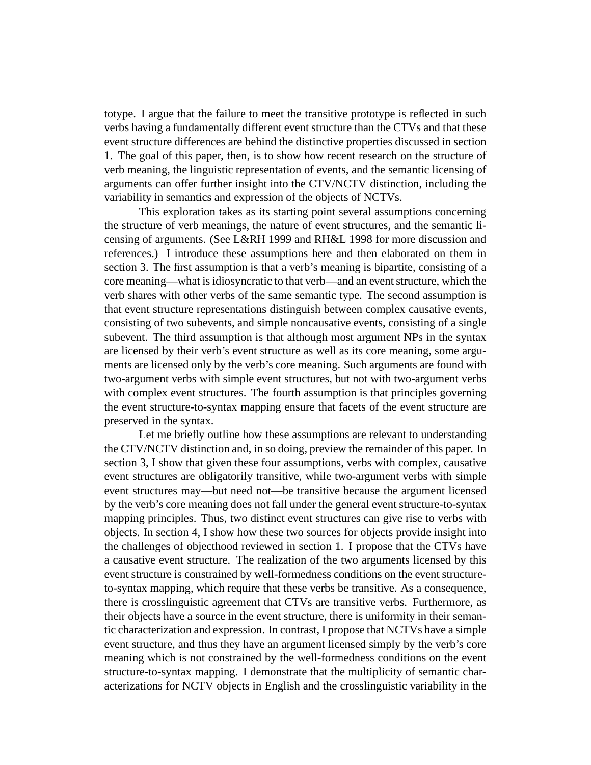totype. I argue that the failure to meet the transitive prototype is reflected in such verbs having a fundamentally different event structure than the CTVs and that these event structure differences are behind the distinctive properties discussed in section 1. The goal of this paper, then, is to show how recent research on the structure of verb meaning, the linguistic representation of events, and the semantic licensing of arguments can offer further insight into the CTV/NCTV distinction, including the variability in semantics and expression of the objects of NCTVs.

This exploration takes as its starting point several assumptions concerning the structure of verb meanings, the nature of event structures, and the semantic licensing of arguments. (See L&RH 1999 and RH&L 1998 for more discussion and references.) I introduce these assumptions here and then elaborated on them in section 3. The first assumption is that a verb's meaning is bipartite, consisting of a core meaning—what is idiosyncratic to that verb—and an event structure, which the verb shares with other verbs of the same semantic type. The second assumption is that event structure representations distinguish between complex causative events, consisting of two subevents, and simple noncausative events, consisting of a single subevent. The third assumption is that although most argument NPs in the syntax are licensed by their verb's event structure as well as its core meaning, some arguments are licensed only by the verb's core meaning. Such arguments are found with two-argument verbs with simple event structures, but not with two-argument verbs with complex event structures. The fourth assumption is that principles governing the event structure-to-syntax mapping ensure that facets of the event structure are preserved in the syntax.

Let me briefly outline how these assumptions are relevant to understanding the CTV/NCTV distinction and, in so doing, preview the remainder of this paper. In section 3, I show that given these four assumptions, verbs with complex, causative event structures are obligatorily transitive, while two-argument verbs with simple event structures may—but need not—be transitive because the argument licensed by the verb's core meaning does not fall under the general event structure-to-syntax mapping principles. Thus, two distinct event structures can give rise to verbs with objects. In section 4, I show how these two sources for objects provide insight into the challenges of objecthood reviewed in section 1. I propose that the CTVs have a causative event structure. The realization of the two arguments licensed by this event structure is constrained by well-formedness conditions on the event structure-to-syntax mapping, which require that these verbs be transitive. As a consequence, there is crosslinguistic agreement that CTVs are transitive verbs. Furthermore, as their objects have a source in the event structure, there is uniformity in their semantic characterization and expression. In contrast, I propose that NCTVs have a simple event structure, and thus they have an argument licensed simply by the verb's core meaning which is not constrained by the well-formedness conditions on the event structure-to-syntax mapping. I demonstrate that the multiplicity of semantic characterizations for NCTV objects in English and the crosslinguistic variability in the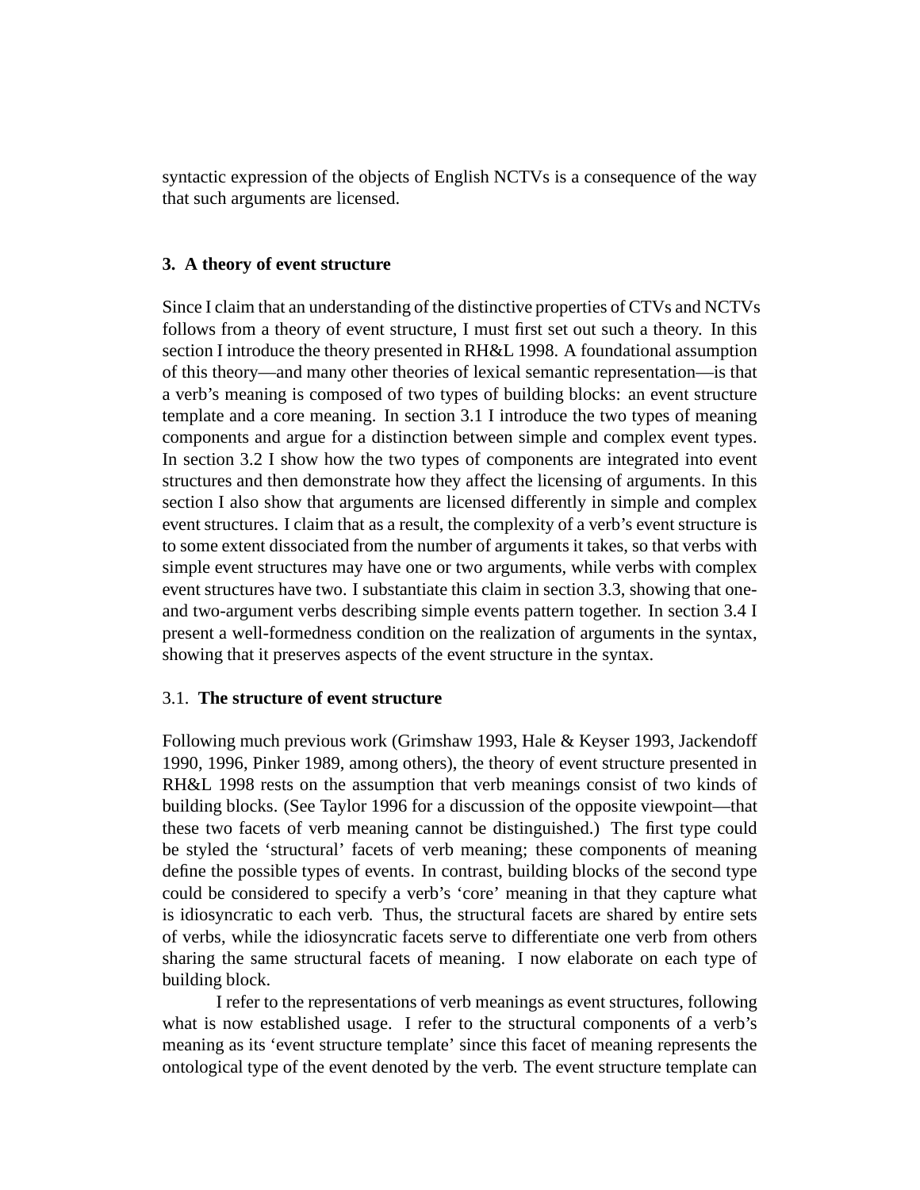syntactic expression of the objects of English NCTVs is a consequence of the way that such arguments are licensed.

## 3. A theory of event structure

Since I claim that an understanding of the distinctive properties of CTVs and NCTVs follows from a theory of event structure, I must first set out such a theory. In this section I introduce the theory presented in RH&L 1998. A foundational assumption of this theory—and many other theories of lexical semantic representation—is that a verb's meaning is composed of two types of building blocks: an event structure template and a core meaning. In section 3.1 I introduce the two types of meaning components and argue for a distinction between simple and complex event types. In section 3.2 I show how the two types of components are integrated into event structures and then demonstrate how they affect the licensing of arguments. In this section I also show that arguments are licensed differently in simple and complex event structures. I claim that as a result, the complexity of a verb's event structure is to some extent dissociated from the number of arguments it takes, so that verbs with simple event structures may have one or two arguments, while verbs with complex event structures have two. I substantiate this claim in section 3.3, showing that one- and two-argument verbs describing simple events pattern together. In section 3.4 I present a well-formedness condition on the realization of arguments in the syntax, showing that it preserves aspects of the event structure in the syntax.

### 3.1. **The structure of event structure**

Following much previous work (Grimshaw 1993, Hale & Keyser 1993, Jackendoff 1990, 1996, Pinker 1989, among others), the theory of event structure presented in RH&L 1998 rests on the assumption that verb meanings consist of two kinds of building blocks. (See Taylor 1996 for a discussion of the opposite viewpoint—that these two facets of verb meaning cannot be distinguished.) The first type could be styled the 'structural' facets of verb meaning; these components of meaning define the possible types of events. In contrast, building blocks of the second type could be considered to specify a verb's 'core' meaning in that they capture what is idiosyncratic to each verb. Thus, the structural facets are shared by entire sets of verbs, while the idiosyncratic facets serve to differentiate one verb from others sharing the same structural facets of meaning. I now elaborate on each type of building block.

I refer to the representations of verb meanings as event structures, following what is now established usage. I refer to the structural components of a verb's meaning as its 'event structure template' since this facet of meaning represents the ontological type of the event denoted by the verb. The event structure template can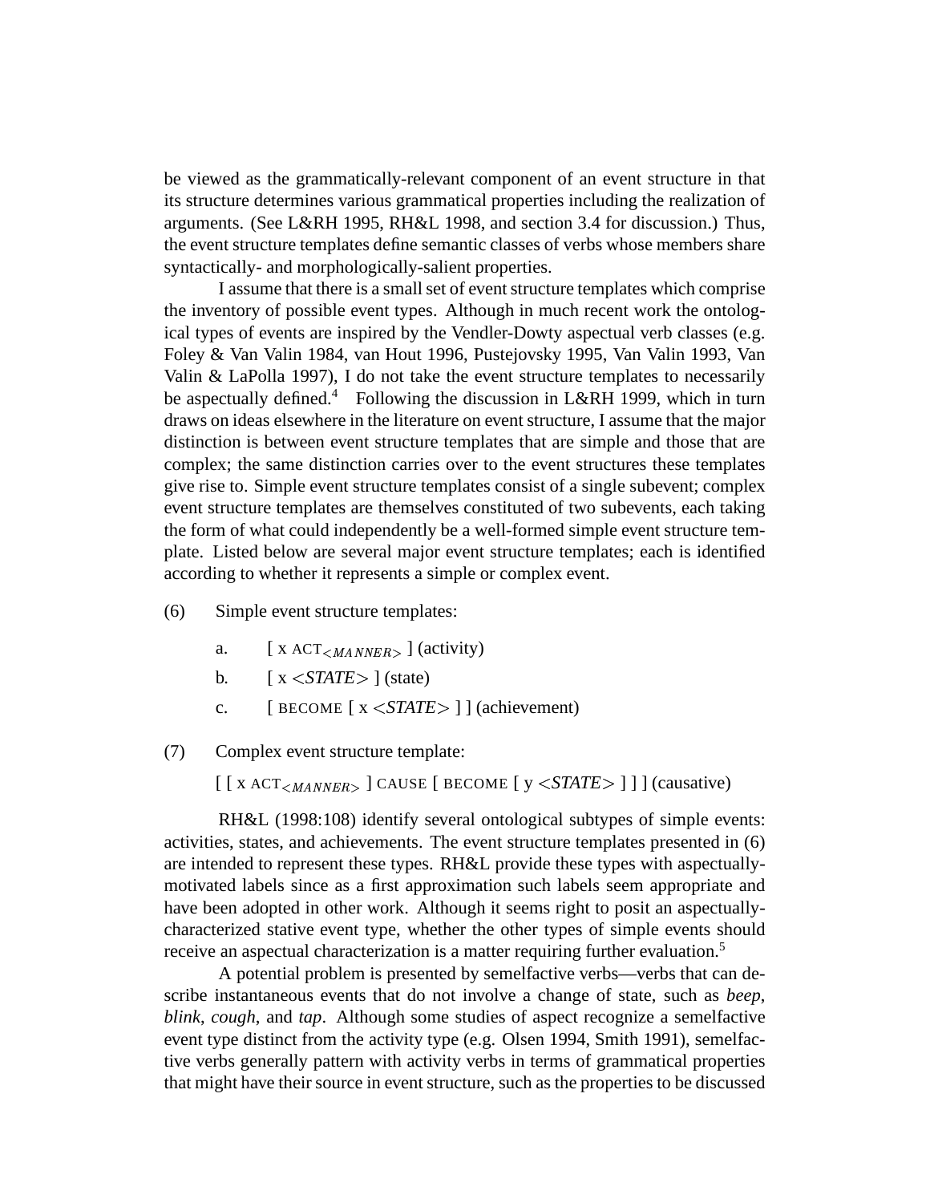be viewed as the grammatically-relevant component of an event structure in that its structure determines various grammatical properties including the realization of arguments. (See L&RH 1995, RH&L 1998, and section 3.4 for discussion.) Thus, the event structure templates define semantic classes of verbs whose members share syntactically- and morphologically-salient properties.

I assume that there is a small set of event structure templates which comprise the inventory of possible event types. Although in much recent work the ontological types of events are inspired by the Vendler-Dowty aspectual verb classes (e.g. Foley & Van Valin 1984, van Hout 1996, Pustejovsky 1995, Van Valin 1993, Van Valin & LaPolla 1997), I do not take the event structure templates to necessarily be aspectually defined.[4] Following the discussion in L&RH 1999, which in turn draws on ideas elsewhere in the literature on event structure, I assume that the major distinction is between event structure templates that are simple and those that are complex; the same distinction carries over to the event structures these templates give rise to. Simple event structure templates consist of a single subevent; complex event structure templates are themselves constituted of two subevents, each taking the form of what could independently be a well-formed simple event structure template. Listed below are several major event structure templates; each is identified according to whether it represents a simple or complex event.

(6) Simple event structure templates:

a. [ x ACT$_{<MANNER>}$ ] (activity)

b. [ x <*STATE*> ] (state)

c. [ BECOME [ x <*STATE*> ] ] (achievement)

(7) Complex event structure template:

[ [ x ACT$_{<MANNER>}$ ] CAUSE [ BECOME [ y <*STATE*> ] ] ] (causative)

RH&L (1998:108) identify several ontological subtypes of simple events: activities, states, and achievements. The event structure templates presented in (6) are intended to represent these types. RH&L provide these types with aspectually-motivated labels since as a first approximation such labels seem appropriate and have been adopted in other work. Although it seems right to posit an aspectually-characterized stative event type, whether the other types of simple events should receive an aspectual characterization is a matter requiring further evaluation.[5]

A potential problem is presented by semelfactive verbs—verbs that can describe instantaneous events that do not involve a change of state, such as *beep*, *blink*, *cough*, and *tap*. Although some studies of aspect recognize a semelfactive event type distinct from the activity type (e.g. Olsen 1994, Smith 1991), semelfactive verbs generally pattern with activity verbs in terms of grammatical properties that might have their source in event structure, such as the properties to be discussed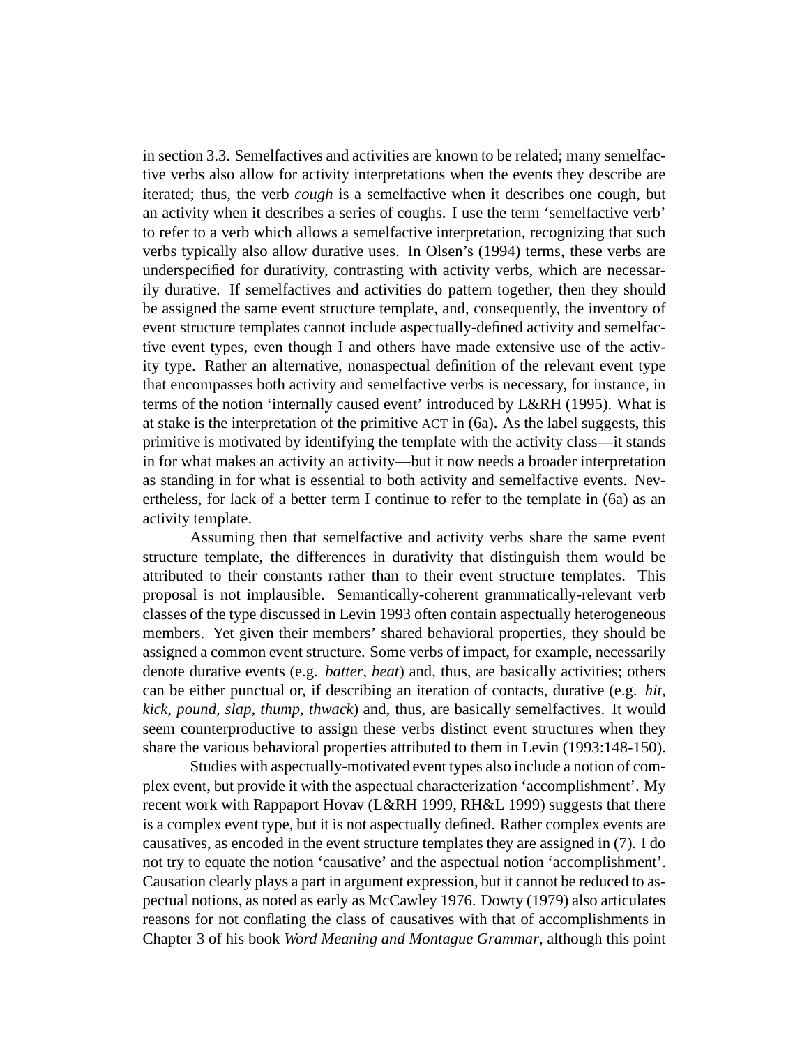in section 3.3. Semelfactives and activities are known to be related; many semelfactive verbs also allow for activity interpretations when the events they describe are iterated; thus, the verb *cough* is a semelfactive when it describes one cough, but an activity when it describes a series of coughs. I use the term 'semelfactive verb' to refer to a verb which allows a semelfactive interpretation, recognizing that such verbs typically also allow durative uses. In Olsen's (1994) terms, these verbs are underspecified for durativity, contrasting with activity verbs, which are necessarily durative. If semelfactives and activities do pattern together, then they should be assigned the same event structure template, and, consequently, the inventory of event structure templates cannot include aspectually-defined activity and semelfactive event types, even though I and others have made extensive use of the activity type. Rather an alternative, nonaspectual definition of the relevant event type that encompasses both activity and semelfactive verbs is necessary, for instance, in terms of the notion 'internally caused event' introduced by L&RH (1995). What is at stake is the interpretation of the primitive ACT in (6a). As the label suggests, this primitive is motivated by identifying the template with the activity class—it stands in for what makes an activity an activity—but it now needs a broader interpretation as standing in for what is essential to both activity and semelfactive events. Nevertheless, for lack of a better term I continue to refer to the template in (6a) as an activity template.

Assuming then that semelfactive and activity verbs share the same event structure template, the differences in durativity that distinguish them would be attributed to their constants rather than to their event structure templates. This proposal is not implausible. Semantically-coherent grammatically-relevant verb classes of the type discussed in Levin 1993 often contain aspectually heterogeneous members. Yet given their members' shared behavioral properties, they should be assigned a common event structure. Some verbs of impact, for example, necessarily denote durative events (e.g. *batter*, *beat*) and, thus, are basically activities; others can be either punctual or, if describing an iteration of contacts, durative (e.g. *hit*, *kick*, *pound*, *slap*, *thump*, *thwack*) and, thus, are basically semelfactives. It would seem counterproductive to assign these verbs distinct event structures when they share the various behavioral properties attributed to them in Levin (1993:148-150).

Studies with aspectually-motivated event types also include a notion of complex event, but provide it with the aspectual characterization 'accomplishment'. My recent work with Rappaport Hovav (L&RH 1999, RH&L 1999) suggests that there is a complex event type, but it is not aspectually defined. Rather complex events are causatives, as encoded in the event structure templates they are assigned in (7). I do not try to equate the notion 'causative' and the aspectual notion 'accomplishment'. Causation clearly plays a part in argument expression, but it cannot be reduced to aspectual notions, as noted as early as McCawley 1976. Dowty (1979) also articulates reasons for not conflating the class of causatives with that of accomplishments in Chapter 3 of his book *Word Meaning and Montague Grammar*, although this point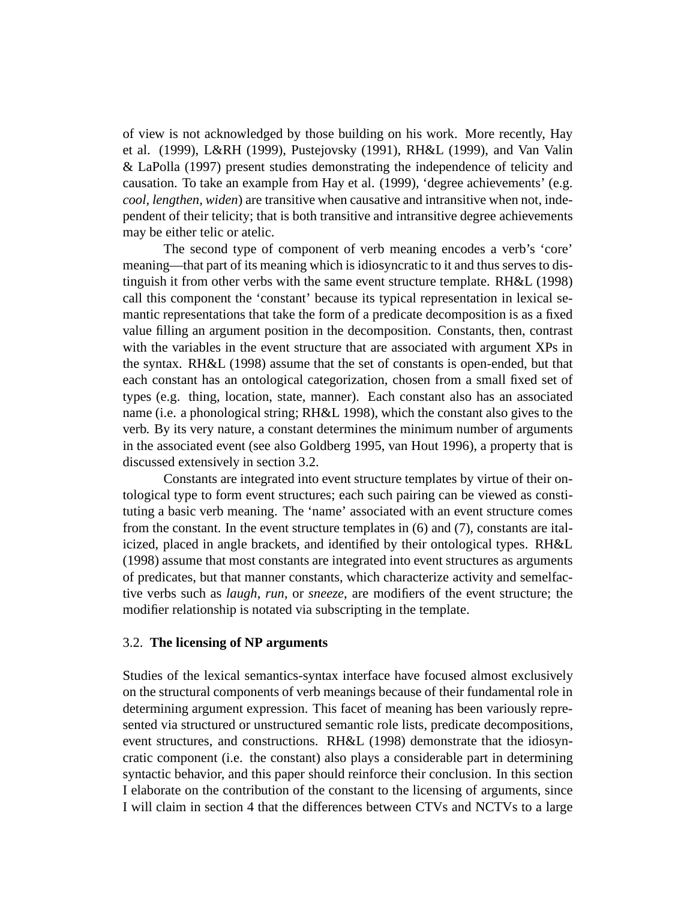of view is not acknowledged by those building on his work. More recently, Hay et al. (1999), L&RH (1999), Pustejovsky (1991), RH&L (1999), and Van Valin & LaPolla (1997) present studies demonstrating the independence of telicity and causation. To take an example from Hay et al. (1999), 'degree achievements' (e.g. *cool, lengthen, widen*) are transitive when causative and intransitive when not, independent of their telicity; that is both transitive and intransitive degree achievements may be either telic or atelic.

The second type of component of verb meaning encodes a verb's 'core' meaning—that part of its meaning which is idiosyncratic to it and thus serves to distinguish it from other verbs with the same event structure template. RH&L (1998) call this component the 'constant' because its typical representation in lexical semantic representations that take the form of a predicate decomposition is as a fixed value filling an argument position in the decomposition. Constants, then, contrast with the variables in the event structure that are associated with argument XPs in the syntax. RH&L (1998) assume that the set of constants is open-ended, but that each constant has an ontological categorization, chosen from a small fixed set of types (e.g. thing, location, state, manner). Each constant also has an associated name (i.e. a phonological string; RH&L 1998), which the constant also gives to the verb. By its very nature, a constant determines the minimum number of arguments in the associated event (see also Goldberg 1995, van Hout 1996), a property that is discussed extensively in section 3.2.

Constants are integrated into event structure templates by virtue of their ontological type to form event structures; each such pairing can be viewed as constituting a basic verb meaning. The 'name' associated with an event structure comes from the constant. In the event structure templates in (6) and (7), constants are italicized, placed in angle brackets, and identified by their ontological types. RH&L (1998) assume that most constants are integrated into event structures as arguments of predicates, but that manner constants, which characterize activity and semelfactive verbs such as *laugh*, *run*, or *sneeze*, are modifiers of the event structure; the modifier relationship is notated via subscripting in the template.

### 3.2. **The licensing of NP arguments**

Studies of the lexical semantics-syntax interface have focused almost exclusively on the structural components of verb meanings because of their fundamental role in determining argument expression. This facet of meaning has been variously represented via structured or unstructured semantic role lists, predicate decompositions, event structures, and constructions. RH&L (1998) demonstrate that the idiosyncratic component (i.e. the constant) also plays a considerable part in determining syntactic behavior, and this paper should reinforce their conclusion. In this section I elaborate on the contribution of the constant to the licensing of arguments, since I will claim in section 4 that the differences between CTVs and NCTVs to a large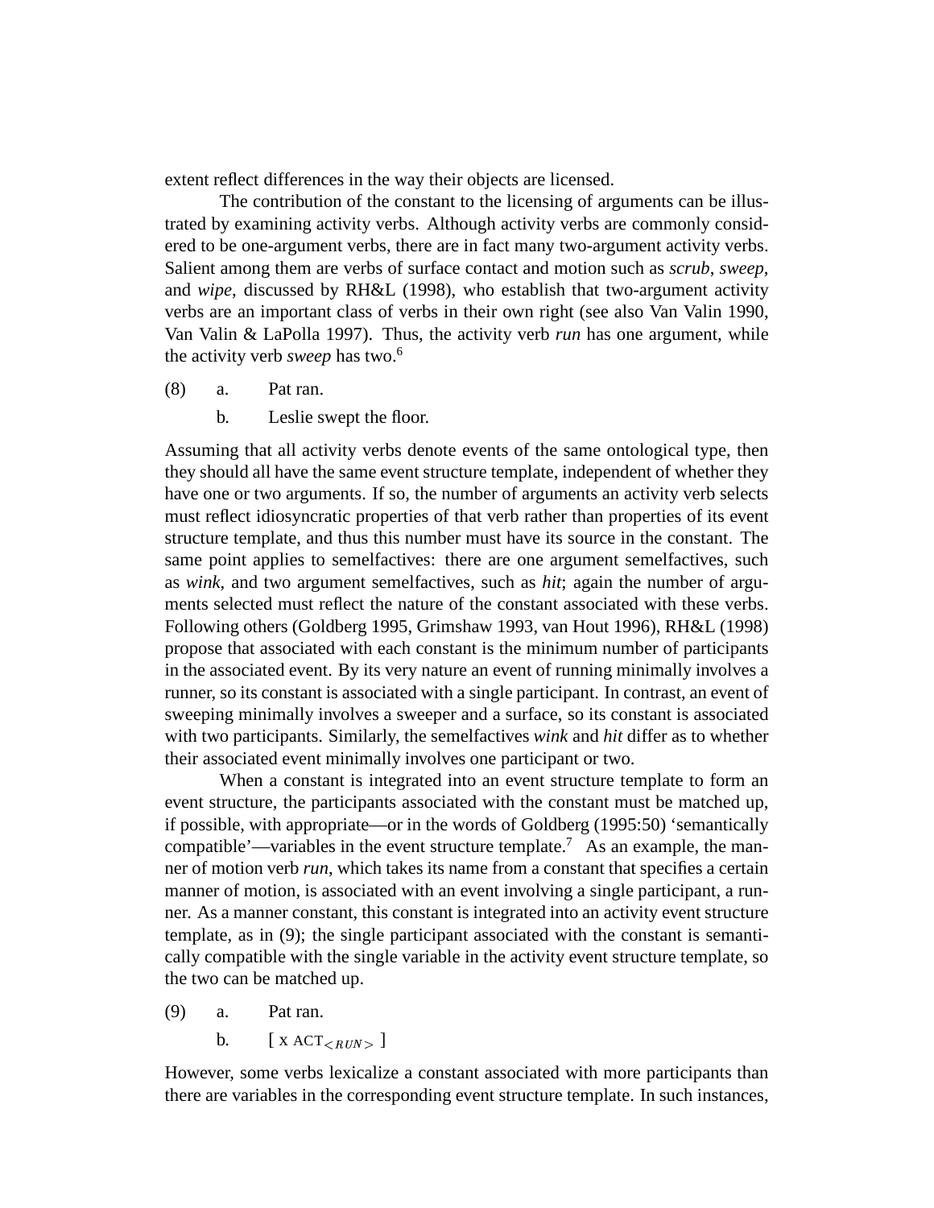extent reflect differences in the way their objects are licensed.

The contribution of the constant to the licensing of arguments can be illustrated by examining activity verbs. Although activity verbs are commonly considered to be one-argument verbs, there are in fact many two-argument activity verbs. Salient among them are verbs of surface contact and motion such as *scrub*, *sweep*, and *wipe*, discussed by RH&L (1998), who establish that two-argument activity verbs are an important class of verbs in their own right (see also Van Valin 1990, Van Valin & LaPolla 1997). Thus, the activity verb *run* has one argument, while the activity verb *sweep* has two.[6]

(8) a. Pat ran.

  b. Leslie swept the floor.

Assuming that all activity verbs denote events of the same ontological type, then they should all have the same event structure template, independent of whether they have one or two arguments. If so, the number of arguments an activity verb selects must reflect idiosyncratic properties of that verb rather than properties of its event structure template, and thus this number must have its source in the constant. The same point applies to semelfactives: there are one argument semelfactives, such as *wink*, and two argument semelfactives, such as *hit*; again the number of arguments selected must reflect the nature of the constant associated with these verbs. Following others (Goldberg 1995, Grimshaw 1993, van Hout 1996), RH&L (1998) propose that associated with each constant is the minimum number of participants in the associated event. By its very nature an event of running minimally involves a runner, so its constant is associated with a single participant. In contrast, an event of sweeping minimally involves a sweeper and a surface, so its constant is associated with two participants. Similarly, the semelfactives *wink* and *hit* differ as to whether their associated event minimally involves one participant or two.

When a constant is integrated into an event structure template to form an event structure, the participants associated with the constant must be matched up, if possible, with appropriate—or in the words of Goldberg (1995:50) 'semantically compatible'—variables in the event structure template.[7] As an example, the manner of motion verb *run*, which takes its name from a constant that specifies a certain manner of motion, is associated with an event involving a single participant, a runner. As a manner constant, this constant is integrated into an activity event structure template, as in (9); the single participant associated with the constant is semantically compatible with the single variable in the activity event structure template, so the two can be matched up.

(9) a. Pat ran.

  b. [ x ACT$_{<RUN>}$ ]

However, some verbs lexicalize a constant associated with more participants than there are variables in the corresponding event structure template. In such instances,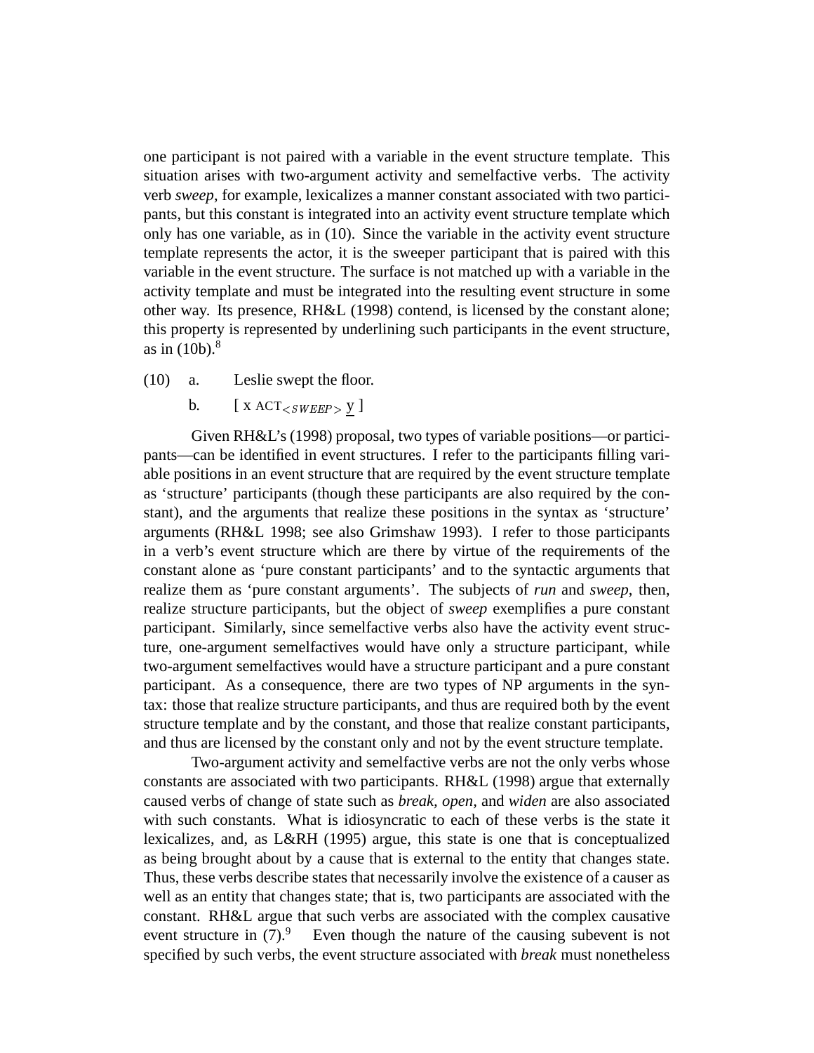one participant is not paired with a variable in the event structure template. This situation arises with two-argument activity and semelfactive verbs. The activity verb *sweep*, for example, lexicalizes a manner constant associated with two participants, but this constant is integrated into an activity event structure template which only has one variable, as in (10). Since the variable in the activity event structure template represents the actor, it is the sweeper participant that is paired with this variable in the event structure. The surface is not matched up with a variable in the activity template and must be integrated into the resulting event structure in some other way. Its presence, RH&L (1998) contend, is licensed by the constant alone; this property is represented by underlining such participants in the event structure, as in (10b).[8]

(10) a. Leslie swept the floor.

b. [ x $\text{ACT}_{<SWEEP>}$ $\underline{\text{y}}$ ]

Given RH&L's (1998) proposal, two types of variable positions—or participants—can be identified in event structures. I refer to the participants filling variable positions in an event structure that are required by the event structure template as 'structure' participants (though these participants are also required by the constant), and the arguments that realize these positions in the syntax as 'structure' arguments (RH&L 1998; see also Grimshaw 1993). I refer to those participants in a verb's event structure which are there by virtue of the requirements of the constant alone as 'pure constant participants' and to the syntactic arguments that realize them as 'pure constant arguments'. The subjects of *run* and *sweep*, then, realize structure participants, but the object of *sweep* exemplifies a pure constant participant. Similarly, since semelfactive verbs also have the activity event structure, one-argument semelfactives would have only a structure participant, while two-argument semelfactives would have a structure participant and a pure constant participant. As a consequence, there are two types of NP arguments in the syntax: those that realize structure participants, and thus are required both by the event structure template and by the constant, and those that realize constant participants, and thus are licensed by the constant only and not by the event structure template.

Two-argument activity and semelfactive verbs are not the only verbs whose constants are associated with two participants. RH&L (1998) argue that externally caused verbs of change of state such as *break*, *open*, and *widen* are also associated with such constants. What is idiosyncratic to each of these verbs is the state it lexicalizes, and, as L&RH (1995) argue, this state is one that is conceptualized as being brought about by a cause that is external to the entity that changes state. Thus, these verbs describe states that necessarily involve the existence of a causer as well as an entity that changes state; that is, two participants are associated with the constant. RH&L argue that such verbs are associated with the complex causative event structure in (7).[9] Even though the nature of the causing subevent is not specified by such verbs, the event structure associated with *break* must nonetheless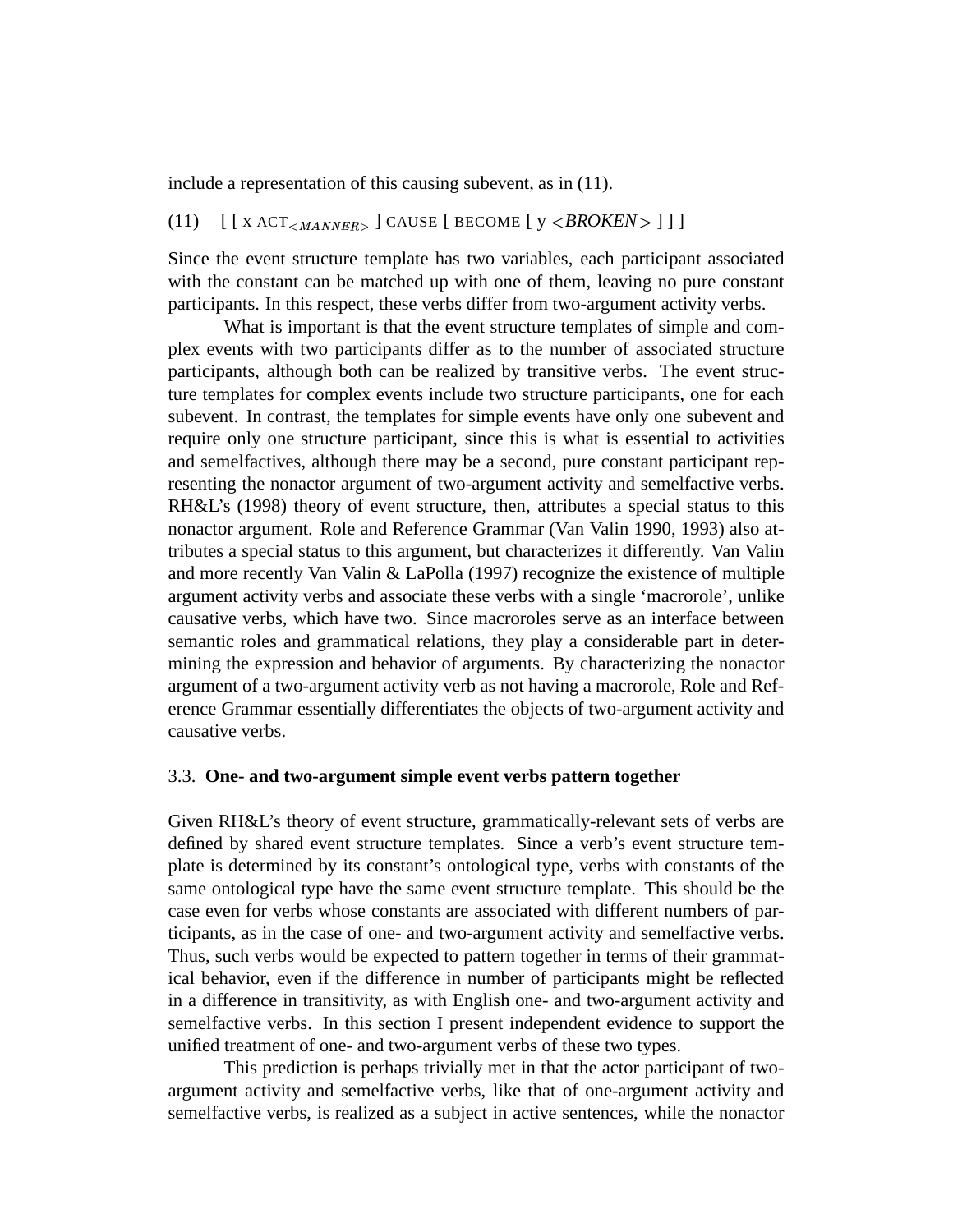include a representation of this causing subevent, as in (11).

(11) [ [ x ACT$_{<MANNER>}$ ] CAUSE [ BECOME [ y <*BROKEN*> ] ] ]

Since the event structure template has two variables, each participant associated with the constant can be matched up with one of them, leaving no pure constant participants. In this respect, these verbs differ from two-argument activity verbs.

What is important is that the event structure templates of simple and complex events with two participants differ as to the number of associated structure participants, although both can be realized by transitive verbs. The event structure templates for complex events include two structure participants, one for each subevent. In contrast, the templates for simple events have only one subevent and require only one structure participant, since this is what is essential to activities and semelfactives, although there may be a second, pure constant participant representing the nonactor argument of two-argument activity and semelfactive verbs. RH&L's (1998) theory of event structure, then, attributes a special status to this nonactor argument. Role and Reference Grammar (Van Valin 1990, 1993) also attributes a special status to this argument, but characterizes it differently. Van Valin and more recently Van Valin & LaPolla (1997) recognize the existence of multiple argument activity verbs and associate these verbs with a single 'macrorole', unlike causative verbs, which have two. Since macroroles serve as an interface between semantic roles and grammatical relations, they play a considerable part in determining the expression and behavior of arguments. By characterizing the nonactor argument of a two-argument activity verb as not having a macrorole, Role and Reference Grammar essentially differentiates the objects of two-argument activity and causative verbs.

### 3.3. **One- and two-argument simple event verbs pattern together**

Given RH&L's theory of event structure, grammatically-relevant sets of verbs are defined by shared event structure templates. Since a verb's event structure template is determined by its constant's ontological type, verbs with constants of the same ontological type have the same event structure template. This should be the case even for verbs whose constants are associated with different numbers of participants, as in the case of one- and two-argument activity and semelfactive verbs. Thus, such verbs would be expected to pattern together in terms of their grammatical behavior, even if the difference in number of participants might be reflected in a difference in transitivity, as with English one- and two-argument activity and semelfactive verbs. In this section I present independent evidence to support the unified treatment of one- and two-argument verbs of these two types.

This prediction is perhaps trivially met in that the actor participant of two-argument activity and semelfactive verbs, like that of one-argument activity and semelfactive verbs, is realized as a subject in active sentences, while the nonactor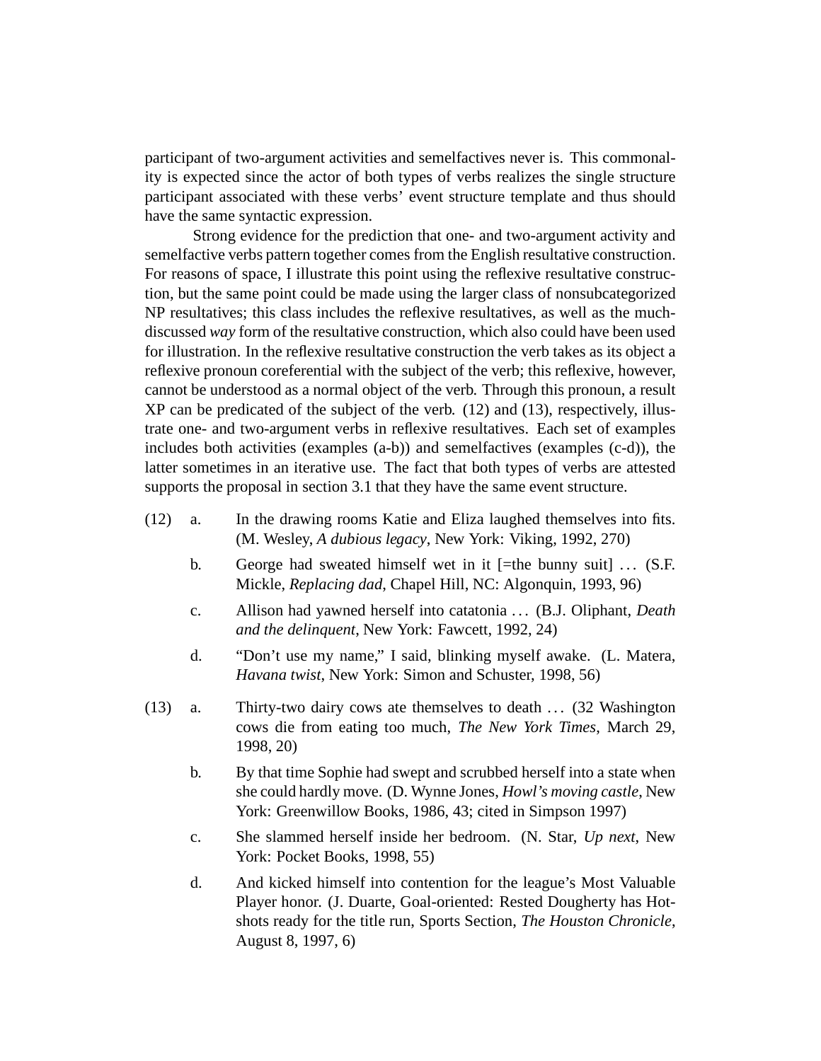participant of two-argument activities and semelfactives never is. This commonality is expected since the actor of both types of verbs realizes the single structure participant associated with these verbs' event structure template and thus should have the same syntactic expression.

Strong evidence for the prediction that one- and two-argument activity and semelfactive verbs pattern together comes from the English resultative construction. For reasons of space, I illustrate this point using the reflexive resultative construction, but the same point could be made using the larger class of nonsubcategorized NP resultatives; this class includes the reflexive resultatives, as well as the much-discussed *way* form of the resultative construction, which also could have been used for illustration. In the reflexive resultative construction the verb takes as its object a reflexive pronoun coreferential with the subject of the verb; this reflexive, however, cannot be understood as a normal object of the verb. Through this pronoun, a result XP can be predicated of the subject of the verb. (12) and (13), respectively, illustrate one- and two-argument verbs in reflexive resultatives. Each set of examples includes both activities (examples (a-b)) and semelfactives (examples (c-d)), the latter sometimes in an iterative use. The fact that both types of verbs are attested supports the proposal in section 3.1 that they have the same event structure.

(12) a. In the drawing rooms Katie and Eliza laughed themselves into fits. (M. Wesley, *A dubious legacy*, New York: Viking, 1992, 270)

b. George had sweated himself wet in it [=the bunny suit] ... (S.F. Mickle, *Replacing dad*, Chapel Hill, NC: Algonquin, 1993, 96)

c. Allison had yawned herself into catatonia ... (B.J. Oliphant, *Death and the delinquent*, New York: Fawcett, 1992, 24)

d. "Don't use my name," I said, blinking myself awake. (L. Matera, *Havana twist*, New York: Simon and Schuster, 1998, 56)

(13) a. Thirty-two dairy cows ate themselves to death ... (32 Washington cows die from eating too much, *The New York Times*, March 29, 1998, 20)

b. By that time Sophie had swept and scrubbed herself into a state when she could hardly move. (D. Wynne Jones, *Howl's moving castle*, New York: Greenwillow Books, 1986, 43; cited in Simpson 1997)

c. She slammed herself inside her bedroom. (N. Star, *Up next*, New York: Pocket Books, 1998, 55)

d. And kicked himself into contention for the league's Most Valuable Player honor. (J. Duarte, Goal-oriented: Rested Dougherty has Hotshots ready for the title run, Sports Section, *The Houston Chronicle*, August 8, 1997, 6)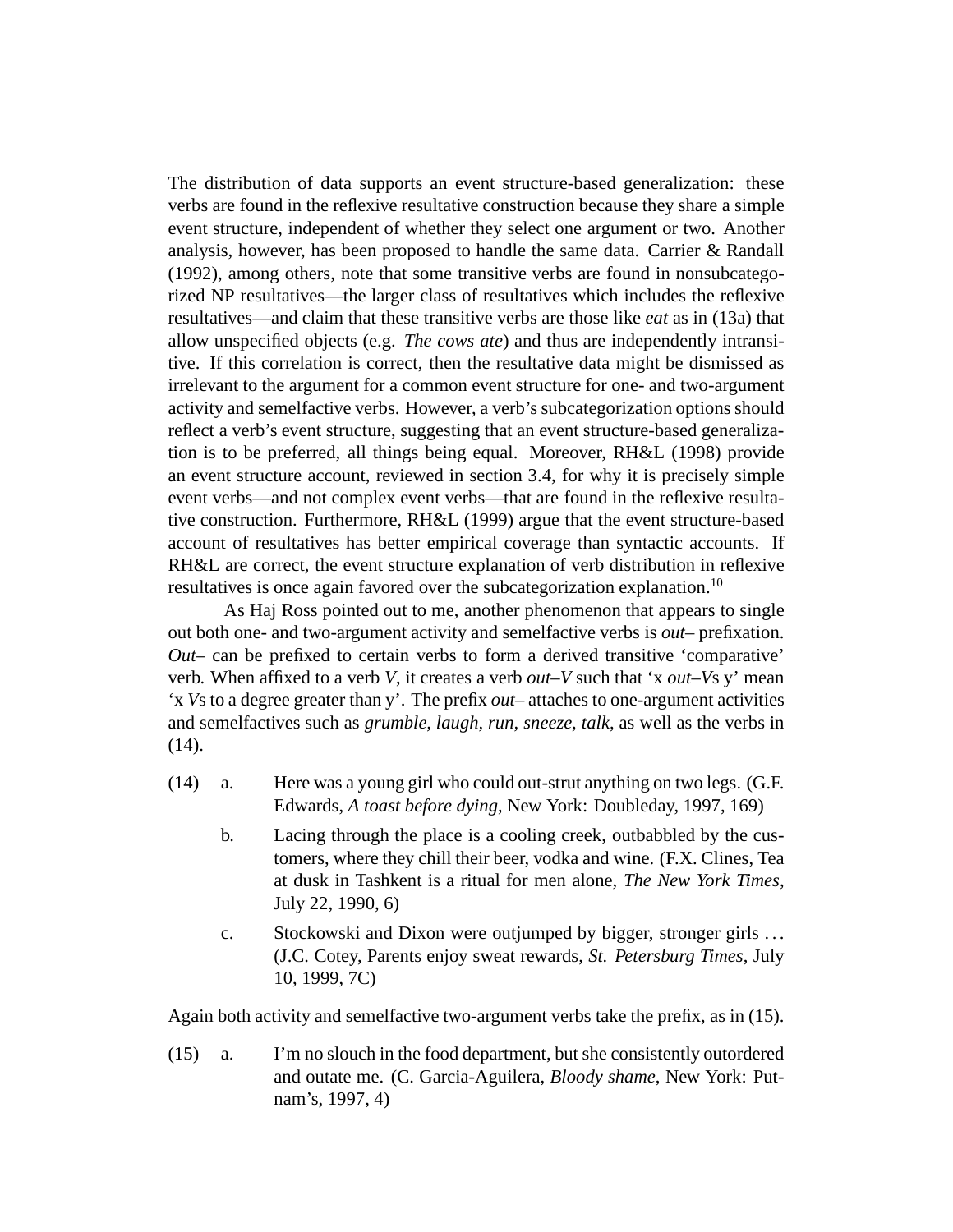The distribution of data supports an event structure-based generalization: these verbs are found in the reflexive resultative construction because they share a simple event structure, independent of whether they select one argument or two. Another analysis, however, has been proposed to handle the same data. Carrier & Randall (1992), among others, note that some transitive verbs are found in nonsubcategorized NP resultatives—the larger class of resultatives which includes the reflexive resultatives—and claim that these transitive verbs are those like *eat* as in (13a) that allow unspecified objects (e.g. *The cows ate*) and thus are independently intransitive. If this correlation is correct, then the resultative data might be dismissed as irrelevant to the argument for a common event structure for one- and two-argument activity and semelfactive verbs. However, a verb's subcategorization options should reflect a verb's event structure, suggesting that an event structure-based generalization is to be preferred, all things being equal. Moreover, RH&L (1998) provide an event structure account, reviewed in section 3.4, for why it is precisely simple event verbs—and not complex event verbs—that are found in the reflexive resultative construction. Furthermore, RH&L (1999) argue that the event structure-based account of resultatives has better empirical coverage than syntactic accounts. If RH&L are correct, the event structure explanation of verb distribution in reflexive resultatives is once again favored over the subcategorization explanation.[10]

As Haj Ross pointed out to me, another phenomenon that appears to single out both one- and two-argument activity and semelfactive verbs is *out–* prefixation. *Out–* can be prefixed to certain verbs to form a derived transitive 'comparative' verb. When affixed to a verb *V*, it creates a verb *out–V* such that 'x *out–V*s y' mean 'x *V*s to a degree greater than y'. The prefix *out–* attaches to one-argument activities and semelfactives such as *grumble, laugh, run, sneeze, talk*, as well as the verbs in (14).

(14) a. Here was a young girl who could out-strut anything on two legs. (G.F. Edwards, *A toast before dying*, New York: Doubleday, 1997, 169)

b. Lacing through the place is a cooling creek, outbabbled by the customers, where they chill their beer, vodka and wine. (F.X. Clines, Tea at dusk in Tashkent is a ritual for men alone, *The New York Times*, July 22, 1990, 6)

c. Stockowski and Dixon were outjumped by bigger, stronger girls ... (J.C. Cotey, Parents enjoy sweat rewards, *St. Petersburg Times*, July 10, 1999, 7C)

Again both activity and semelfactive two-argument verbs take the prefix, as in (15).

(15) a. I'm no slouch in the food department, but she consistently outordered and outate me. (C. Garcia-Aguilera, *Bloody shame*, New York: Putnam's, 1997, 4)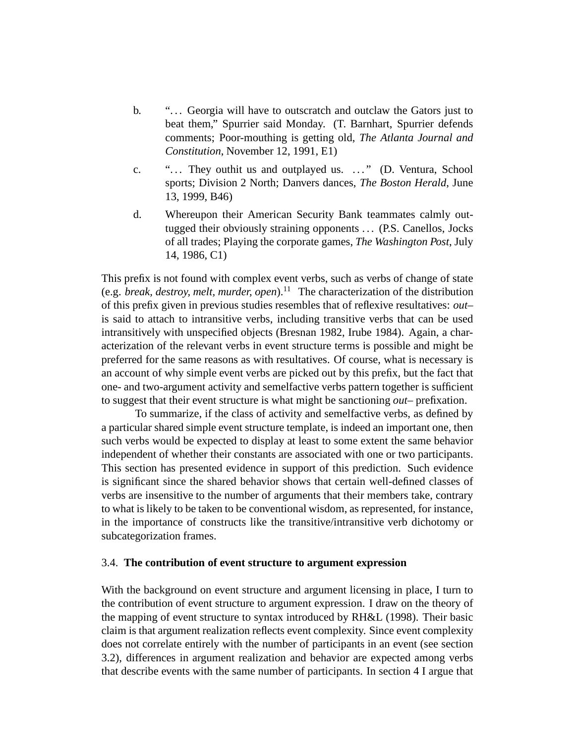b. "... Georgia will have to outscratch and outclaw the Gators just to beat them," Spurrier said Monday. (T. Barnhart, Spurrier defends comments; Poor-mouthing is getting old, *The Atlanta Journal and Constitution*, November 12, 1991, E1)

c. "... They outhit us and outplayed us. ..." (D. Ventura, School sports; Division 2 North; Danvers dances, *The Boston Herald*, June 13, 1999, B46)

d. Whereupon their American Security Bank teammates calmly outtugged their obviously straining opponents ... (P.S. Canellos, Jocks of all trades; Playing the corporate games, *The Washington Post*, July 14, 1986, C1)

This prefix is not found with complex event verbs, such as verbs of change of state (e.g. *break, destroy, melt, murder, open*).[11] The characterization of the distribution of this prefix given in previous studies resembles that of reflexive resultatives: *out*– is said to attach to intransitive verbs, including transitive verbs that can be used intransitively with unspecified objects (Bresnan 1982, Irube 1984). Again, a characterization of the relevant verbs in event structure terms is possible and might be preferred for the same reasons as with resultatives. Of course, what is necessary is an account of why simple event verbs are picked out by this prefix, but the fact that one- and two-argument activity and semelfactive verbs pattern together is sufficient to suggest that their event structure is what might be sanctioning *out*– prefixation.

To summarize, if the class of activity and semelfactive verbs, as defined by a particular shared simple event structure template, is indeed an important one, then such verbs would be expected to display at least to some extent the same behavior independent of whether their constants are associated with one or two participants. This section has presented evidence in support of this prediction. Such evidence is significant since the shared behavior shows that certain well-defined classes of verbs are insensitive to the number of arguments that their members take, contrary to what is likely to be taken to be conventional wisdom, as represented, for instance, in the importance of constructs like the transitive/intransitive verb dichotomy or subcategorization frames.

### 3.4. The contribution of event structure to argument expression

With the background on event structure and argument licensing in place, I turn to the contribution of event structure to argument expression. I draw on the theory of the mapping of event structure to syntax introduced by RH&L (1998). Their basic claim is that argument realization reflects event complexity. Since event complexity does not correlate entirely with the number of participants in an event (see section 3.2), differences in argument realization and behavior are expected among verbs that describe events with the same number of participants. In section 4 I argue that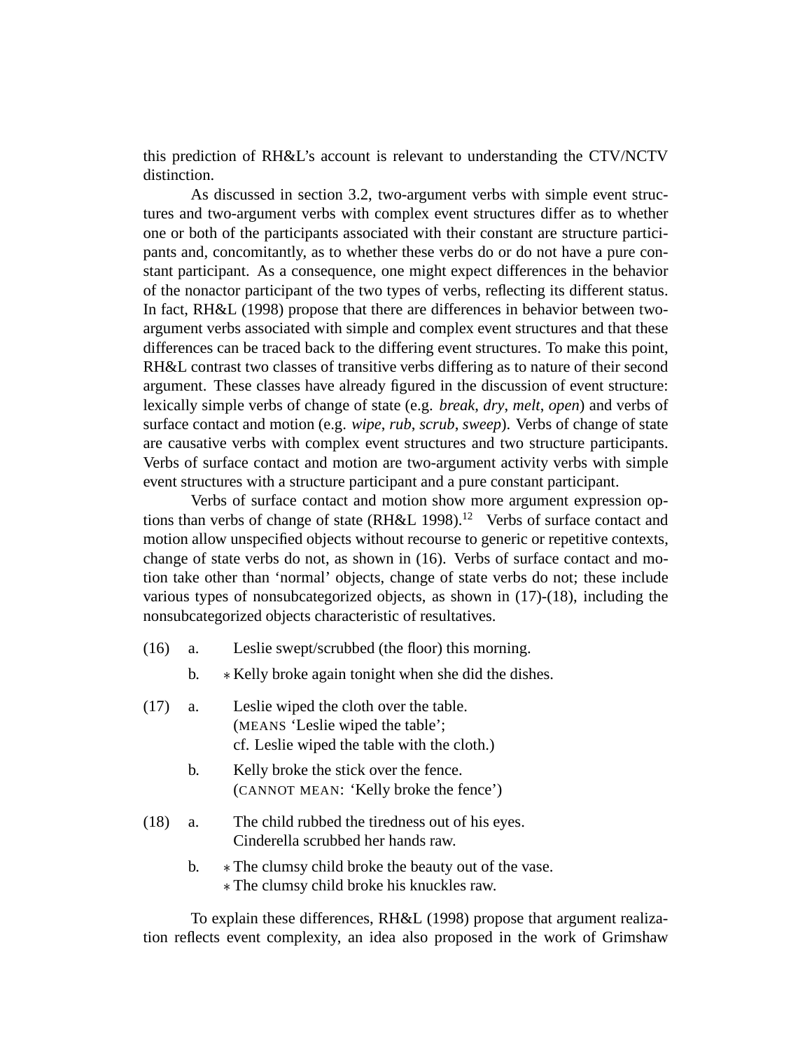this prediction of RH&L's account is relevant to understanding the CTV/NCTV distinction.

As discussed in section 3.2, two-argument verbs with simple event structures and two-argument verbs with complex event structures differ as to whether one or both of the participants associated with their constant are structure participants and, concomitantly, as to whether these verbs do or do not have a pure constant participant. As a consequence, one might expect differences in the behavior of the nonactor participant of the two types of verbs, reflecting its different status. In fact, RH&L (1998) propose that there are differences in behavior between two-argument verbs associated with simple and complex event structures and that these differences can be traced back to the differing event structures. To make this point, RH&L contrast two classes of transitive verbs differing as to nature of their second argument. These classes have already figured in the discussion of event structure: lexically simple verbs of change of state (e.g. *break*, *dry*, *melt*, *open*) and verbs of surface contact and motion (e.g. *wipe*, *rub*, *scrub*, *sweep*). Verbs of change of state are causative verbs with complex event structures and two structure participants. Verbs of surface contact and motion are two-argument activity verbs with simple event structures with a structure participant and a pure constant participant.

Verbs of surface contact and motion show more argument expression options than verbs of change of state (RH&L 1998).[12] Verbs of surface contact and motion allow unspecified objects without recourse to generic or repetitive contexts, change of state verbs do not, as shown in (16). Verbs of surface contact and motion take other than 'normal' objects, change of state verbs do not; these include various types of nonsubcategorized objects, as shown in (17)-(18), including the nonsubcategorized objects characteristic of resultatives.

(16) a. Leslie swept/scrubbed (the floor) this morning.

b. * Kelly broke again tonight when she did the dishes.

(17) a. Leslie wiped the cloth over the table.
(MEANS 'Leslie wiped the table';
cf. Leslie wiped the table with the cloth.)

b. Kelly broke the stick over the fence.
(CANNOT MEAN: 'Kelly broke the fence')

(18) a. The child rubbed the tiredness out of his eyes.
Cinderella scrubbed her hands raw.

b. * The clumsy child broke the beauty out of the vase.
* The clumsy child broke his knuckles raw.

To explain these differences, RH&L (1998) propose that argument realization reflects event complexity, an idea also proposed in the work of Grimshaw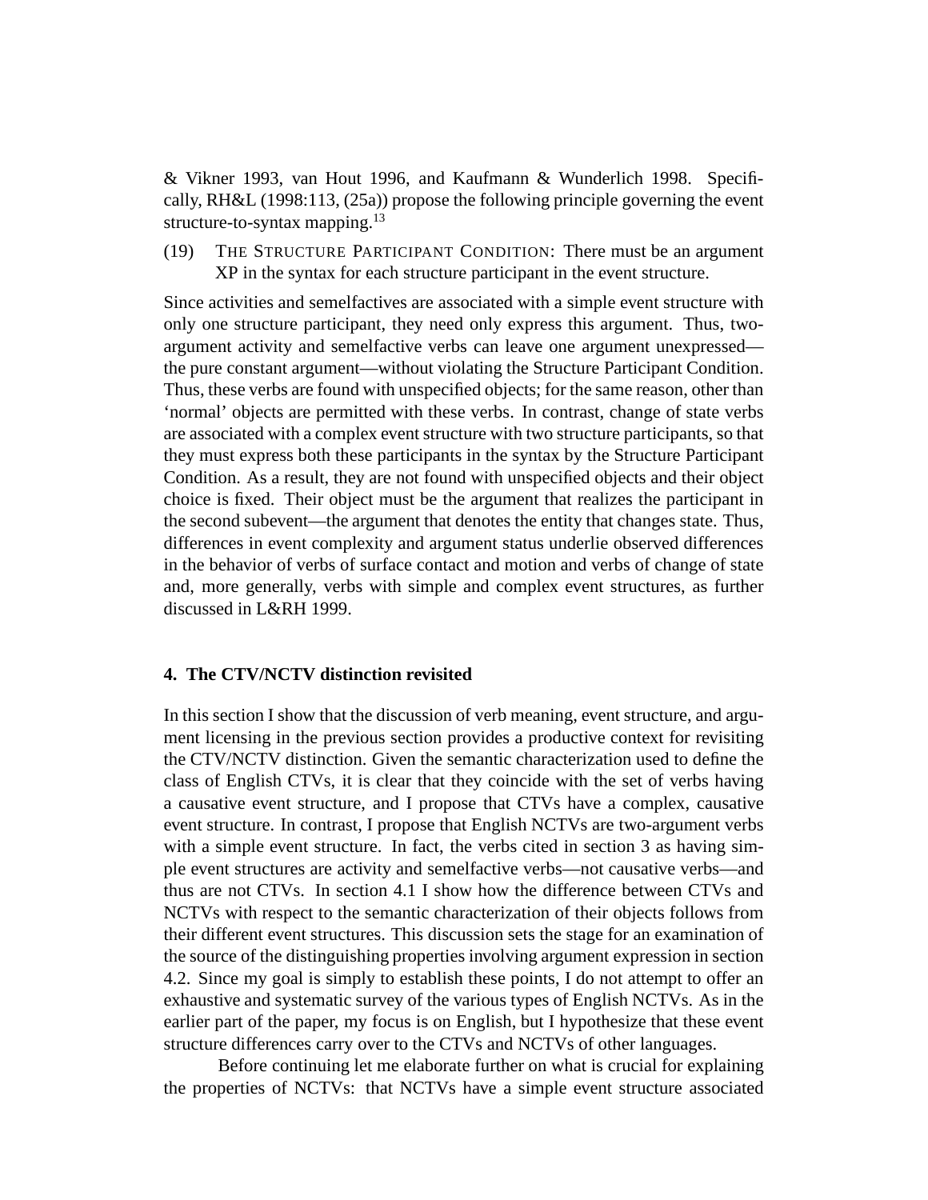& Vikner 1993, van Hout 1996, and Kaufmann & Wunderlich 1998. Specifically, RH&L (1998:113, (25a)) propose the following principle governing the event structure-to-syntax mapping.[13]

(19) THE STRUCTURE PARTICIPANT CONDITION: There must be an argument XP in the syntax for each structure participant in the event structure.

Since activities and semelfactives are associated with a simple event structure with only one structure participant, they need only express this argument. Thus, two-argument activity and semelfactive verbs can leave one argument unexpressed—the pure constant argument—without violating the Structure Participant Condition. Thus, these verbs are found with unspecified objects; for the same reason, other than 'normal' objects are permitted with these verbs. In contrast, change of state verbs are associated with a complex event structure with two structure participants, so that they must express both these participants in the syntax by the Structure Participant Condition. As a result, they are not found with unspecified objects and their object choice is fixed. Their object must be the argument that realizes the participant in the second subevent—the argument that denotes the entity that changes state. Thus, differences in event complexity and argument status underlie observed differences in the behavior of verbs of surface contact and motion and verbs of change of state and, more generally, verbs with simple and complex event structures, as further discussed in L&RH 1999.

## 4. The CTV/NCTV distinction revisited

In this section I show that the discussion of verb meaning, event structure, and argument licensing in the previous section provides a productive context for revisiting the CTV/NCTV distinction. Given the semantic characterization used to define the class of English CTVs, it is clear that they coincide with the set of verbs having a causative event structure, and I propose that CTVs have a complex, causative event structure. In contrast, I propose that English NCTVs are two-argument verbs with a simple event structure. In fact, the verbs cited in section 3 as having simple event structures are activity and semelfactive verbs—not causative verbs—and thus are not CTVs. In section 4.1 I show how the difference between CTVs and NCTVs with respect to the semantic characterization of their objects follows from their different event structures. This discussion sets the stage for an examination of the source of the distinguishing properties involving argument expression in section 4.2. Since my goal is simply to establish these points, I do not attempt to offer an exhaustive and systematic survey of the various types of English NCTVs. As in the earlier part of the paper, my focus is on English, but I hypothesize that these event structure differences carry over to the CTVs and NCTVs of other languages.

Before continuing let me elaborate further on what is crucial for explaining the properties of NCTVs: that NCTVs have a simple event structure associated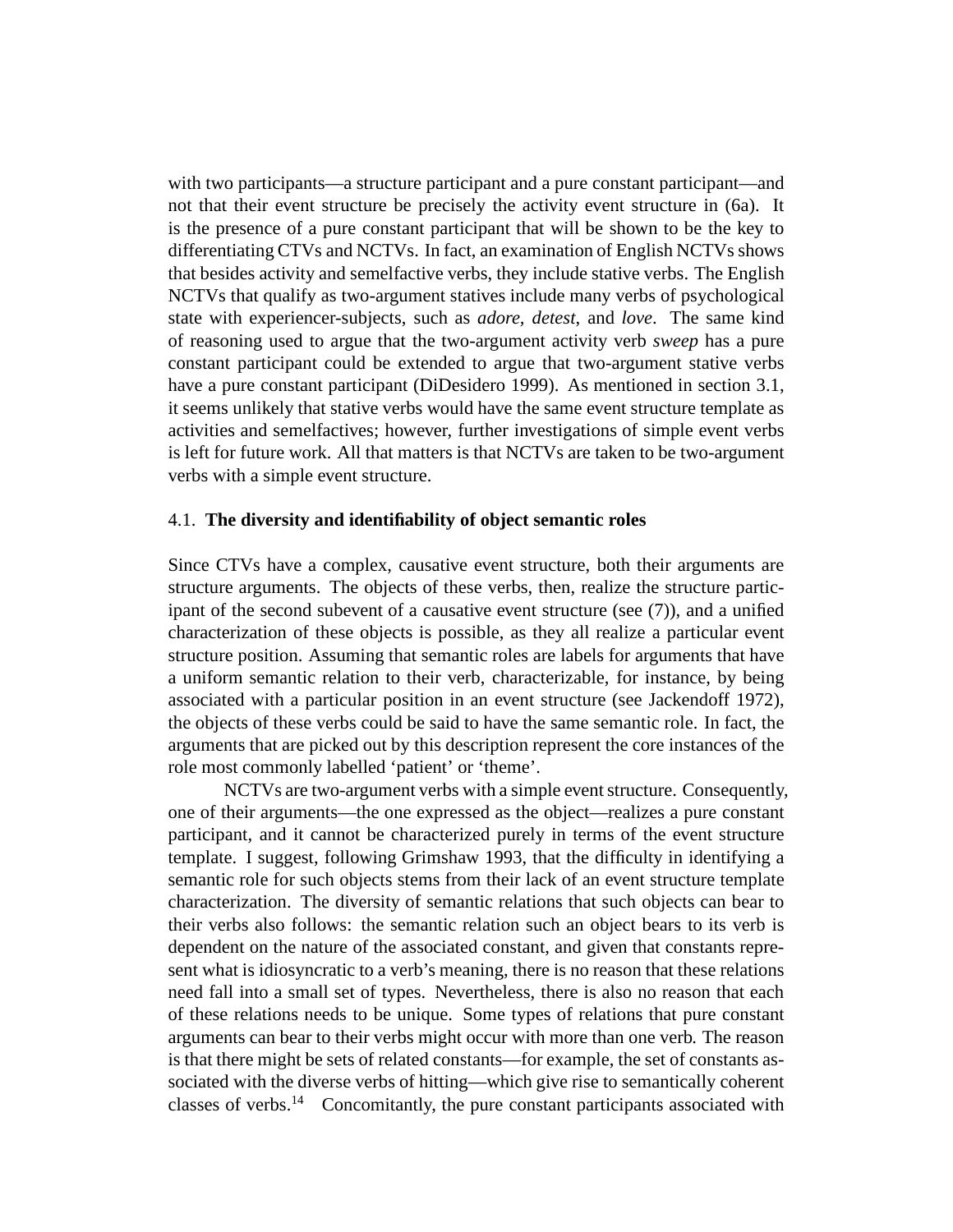with two participants—a structure participant and a pure constant participant—and not that their event structure be precisely the activity event structure in (6a). It is the presence of a pure constant participant that will be shown to be the key to differentiating CTVs and NCTVs. In fact, an examination of English NCTVs shows that besides activity and semelfactive verbs, they include stative verbs. The English NCTVs that qualify as two-argument statives include many verbs of psychological state with experiencer-subjects, such as *adore*, *detest*, and *love*. The same kind of reasoning used to argue that the two-argument activity verb *sweep* has a pure constant participant could be extended to argue that two-argument stative verbs have a pure constant participant (DiDesidero 1999). As mentioned in section 3.1, it seems unlikely that stative verbs would have the same event structure template as activities and semelfactives; however, further investigations of simple event verbs is left for future work. All that matters is that NCTVs are taken to be two-argument verbs with a simple event structure.

### 4.1. **The diversity and identifiability of object semantic roles**

Since CTVs have a complex, causative event structure, both their arguments are structure arguments. The objects of these verbs, then, realize the structure participant of the second subevent of a causative event structure (see (7)), and a unified characterization of these objects is possible, as they all realize a particular event structure position. Assuming that semantic roles are labels for arguments that have a uniform semantic relation to their verb, characterizable, for instance, by being associated with a particular position in an event structure (see Jackendoff 1972), the objects of these verbs could be said to have the same semantic role. In fact, the arguments that are picked out by this description represent the core instances of the role most commonly labelled 'patient' or 'theme'.

NCTVs are two-argument verbs with a simple event structure. Consequently, one of their arguments—the one expressed as the object—realizes a pure constant participant, and it cannot be characterized purely in terms of the event structure template. I suggest, following Grimshaw 1993, that the difficulty in identifying a semantic role for such objects stems from their lack of an event structure template characterization. The diversity of semantic relations that such objects can bear to their verbs also follows: the semantic relation such an object bears to its verb is dependent on the nature of the associated constant, and given that constants represent what is idiosyncratic to a verb's meaning, there is no reason that these relations need fall into a small set of types. Nevertheless, there is also no reason that each of these relations needs to be unique. Some types of relations that pure constant arguments can bear to their verbs might occur with more than one verb. The reason is that there might be sets of related constants—for example, the set of constants associated with the diverse verbs of hitting—which give rise to semantically coherent classes of verbs.[14] Concomitantly, the pure constant participants associated with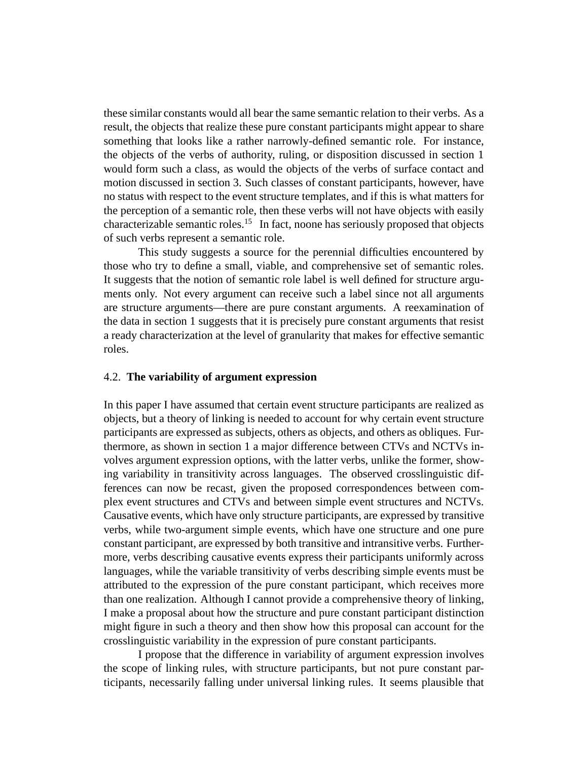these similar constants would all bear the same semantic relation to their verbs. As a result, the objects that realize these pure constant participants might appear to share something that looks like a rather narrowly-defined semantic role. For instance, the objects of the verbs of authority, ruling, or disposition discussed in section 1 would form such a class, as would the objects of the verbs of surface contact and motion discussed in section 3. Such classes of constant participants, however, have no status with respect to the event structure templates, and if this is what matters for the perception of a semantic role, then these verbs will not have objects with easily characterizable semantic roles.[15] In fact, noone has seriously proposed that objects of such verbs represent a semantic role.

This study suggests a source for the perennial difficulties encountered by those who try to define a small, viable, and comprehensive set of semantic roles. It suggests that the notion of semantic role label is well defined for structure arguments only. Not every argument can receive such a label since not all arguments are structure arguments—there are pure constant arguments. A reexamination of the data in section 1 suggests that it is precisely pure constant arguments that resist a ready characterization at the level of granularity that makes for effective semantic roles.

### 4.2. **The variability of argument expression**

In this paper I have assumed that certain event structure participants are realized as objects, but a theory of linking is needed to account for why certain event structure participants are expressed as subjects, others as objects, and others as obliques. Furthermore, as shown in section 1 a major difference between CTVs and NCTVs involves argument expression options, with the latter verbs, unlike the former, showing variability in transitivity across languages. The observed crosslinguistic differences can now be recast, given the proposed correspondences between complex event structures and CTVs and between simple event structures and NCTVs. Causative events, which have only structure participants, are expressed by transitive verbs, while two-argument simple events, which have one structure and one pure constant participant, are expressed by both transitive and intransitive verbs. Furthermore, verbs describing causative events express their participants uniformly across languages, while the variable transitivity of verbs describing simple events must be attributed to the expression of the pure constant participant, which receives more than one realization. Although I cannot provide a comprehensive theory of linking, I make a proposal about how the structure and pure constant participant distinction might figure in such a theory and then show how this proposal can account for the crosslinguistic variability in the expression of pure constant participants.

I propose that the difference in variability of argument expression involves the scope of linking rules, with structure participants, but not pure constant participants, necessarily falling under universal linking rules. It seems plausible that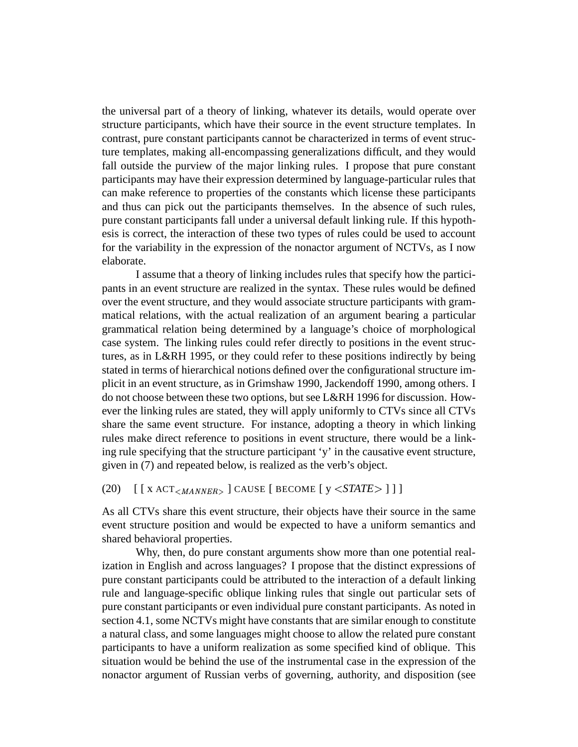the universal part of a theory of linking, whatever its details, would operate over structure participants, which have their source in the event structure templates. In contrast, pure constant participants cannot be characterized in terms of event structure templates, making all-encompassing generalizations difficult, and they would fall outside the purview of the major linking rules. I propose that pure constant participants may have their expression determined by language-particular rules that can make reference to properties of the constants which license these participants and thus can pick out the participants themselves. In the absence of such rules, pure constant participants fall under a universal default linking rule. If this hypothesis is correct, the interaction of these two types of rules could be used to account for the variability in the expression of the nonactor argument of NCTVs, as I now elaborate.

I assume that a theory of linking includes rules that specify how the participants in an event structure are realized in the syntax. These rules would be defined over the event structure, and they would associate structure participants with grammatical relations, with the actual realization of an argument bearing a particular grammatical relation being determined by a language's choice of morphological case system. The linking rules could refer directly to positions in the event structures, as in L&RH 1995, or they could refer to these positions indirectly by being stated in terms of hierarchical notions defined over the configurational structure implicit in an event structure, as in Grimshaw 1990, Jackendoff 1990, among others. I do not choose between these two options, but see L&RH 1996 for discussion. However the linking rules are stated, they will apply uniformly to CTVs since all CTVs share the same event structure. For instance, adopting a theory in which linking rules make direct reference to positions in event structure, there would be a linking rule specifying that the structure participant 'y' in the causative event structure, given in (7) and repeated below, is realized as the verb's object.

(20) [ [ x ACT$_{<MANNER>}$ ] CAUSE [ BECOME [ y <*STATE*> ] ] ]

As all CTVs share this event structure, their objects have their source in the same event structure position and would be expected to have a uniform semantics and shared behavioral properties.

Why, then, do pure constant arguments show more than one potential realization in English and across languages? I propose that the distinct expressions of pure constant participants could be attributed to the interaction of a default linking rule and language-specific oblique linking rules that single out particular sets of pure constant participants or even individual pure constant participants. As noted in section 4.1, some NCTVs might have constants that are similar enough to constitute a natural class, and some languages might choose to allow the related pure constant participants to have a uniform realization as some specified kind of oblique. This situation would be behind the use of the instrumental case in the expression of the nonactor argument of Russian verbs of governing, authority, and disposition (see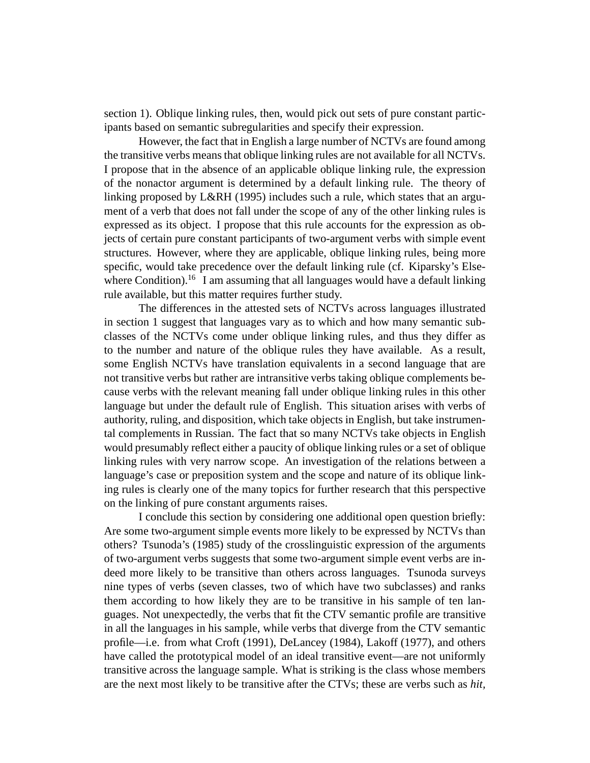section 1). Oblique linking rules, then, would pick out sets of pure constant participants based on semantic subregularities and specify their expression.

However, the fact that in English a large number of NCTVs are found among the transitive verbs means that oblique linking rules are not available for all NCTVs. I propose that in the absence of an applicable oblique linking rule, the expression of the nonactor argument is determined by a default linking rule. The theory of linking proposed by L&RH (1995) includes such a rule, which states that an argument of a verb that does not fall under the scope of any of the other linking rules is expressed as its object. I propose that this rule accounts for the expression as objects of certain pure constant participants of two-argument verbs with simple event structures. However, where they are applicable, oblique linking rules, being more specific, would take precedence over the default linking rule (cf. Kiparsky's Elsewhere Condition).[16] I am assuming that all languages would have a default linking rule available, but this matter requires further study.

The differences in the attested sets of NCTVs across languages illustrated in section 1 suggest that languages vary as to which and how many semantic subclasses of the NCTVs come under oblique linking rules, and thus they differ as to the number and nature of the oblique rules they have available. As a result, some English NCTVs have translation equivalents in a second language that are not transitive verbs but rather are intransitive verbs taking oblique complements because verbs with the relevant meaning fall under oblique linking rules in this other language but under the default rule of English. This situation arises with verbs of authority, ruling, and disposition, which take objects in English, but take instrumental complements in Russian. The fact that so many NCTVs take objects in English would presumably reflect either a paucity of oblique linking rules or a set of oblique linking rules with very narrow scope. An investigation of the relations between a language's case or preposition system and the scope and nature of its oblique linking rules is clearly one of the many topics for further research that this perspective on the linking of pure constant arguments raises.

I conclude this section by considering one additional open question briefly: Are some two-argument simple events more likely to be expressed by NCTVs than others? Tsunoda's (1985) study of the crosslinguistic expression of the arguments of two-argument verbs suggests that some two-argument simple event verbs are indeed more likely to be transitive than others across languages. Tsunoda surveys nine types of verbs (seven classes, two of which have two subclasses) and ranks them according to how likely they are to be transitive in his sample of ten languages. Not unexpectedly, the verbs that fit the CTV semantic profile are transitive in all the languages in his sample, while verbs that diverge from the CTV semantic profile—i.e. from what Croft (1991), DeLancey (1984), Lakoff (1977), and others have called the prototypical model of an ideal transitive event—are not uniformly transitive across the language sample. What is striking is the class whose members are the next most likely to be transitive after the CTVs; these are verbs such as *hit*,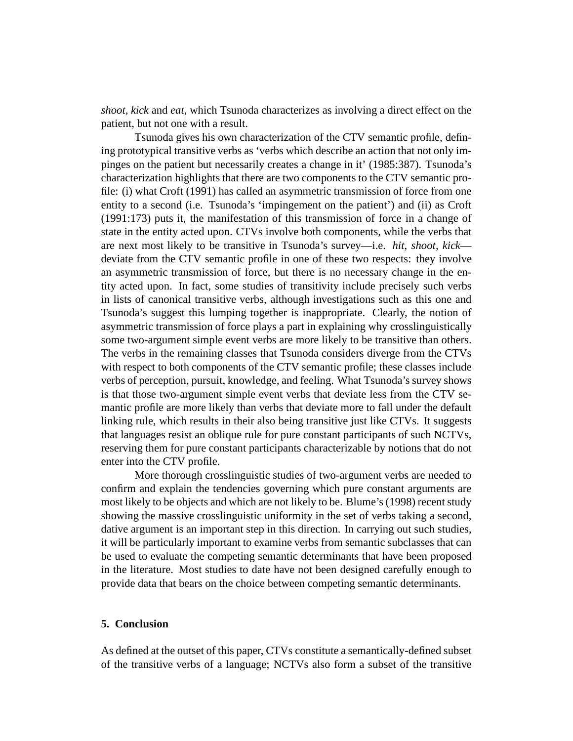*shoot*, *kick* and *eat*, which Tsunoda characterizes as involving a direct effect on the patient, but not one with a result.

Tsunoda gives his own characterization of the CTV semantic profile, defining prototypical transitive verbs as 'verbs which describe an action that not only impinges on the patient but necessarily creates a change in it' (1985:387). Tsunoda's characterization highlights that there are two components to the CTV semantic profile: (i) what Croft (1991) has called an asymmetric transmission of force from one entity to a second (i.e. Tsunoda's 'impingement on the patient') and (ii) as Croft (1991:173) puts it, the manifestation of this transmission of force in a change of state in the entity acted upon. CTVs involve both components, while the verbs that are next most likely to be transitive in Tsunoda's survey—i.e. *hit*, *shoot*, *kick*—deviate from the CTV semantic profile in one of these two respects: they involve an asymmetric transmission of force, but there is no necessary change in the entity acted upon. In fact, some studies of transitivity include precisely such verbs in lists of canonical transitive verbs, although investigations such as this one and Tsunoda's suggest this lumping together is inappropriate. Clearly, the notion of asymmetric transmission of force plays a part in explaining why crosslinguistically some two-argument simple event verbs are more likely to be transitive than others. The verbs in the remaining classes that Tsunoda considers diverge from the CTVs with respect to both components of the CTV semantic profile; these classes include verbs of perception, pursuit, knowledge, and feeling. What Tsunoda's survey shows is that those two-argument simple event verbs that deviate less from the CTV semantic profile are more likely than verbs that deviate more to fall under the default linking rule, which results in their also being transitive just like CTVs. It suggests that languages resist an oblique rule for pure constant participants of such NCTVs, reserving them for pure constant participants characterizable by notions that do not enter into the CTV profile.

More thorough crosslinguistic studies of two-argument verbs are needed to confirm and explain the tendencies governing which pure constant arguments are most likely to be objects and which are not likely to be. Blume's (1998) recent study showing the massive crosslinguistic uniformity in the set of verbs taking a second, dative argument is an important step in this direction. In carrying out such studies, it will be particularly important to examine verbs from semantic subclasses that can be used to evaluate the competing semantic determinants that have been proposed in the literature. Most studies to date have not been designed carefully enough to provide data that bears on the choice between competing semantic determinants.

## 5. Conclusion

As defined at the outset of this paper, CTVs constitute a semantically-defined subset of the transitive verbs of a language; NCTVs also form a subset of the transitive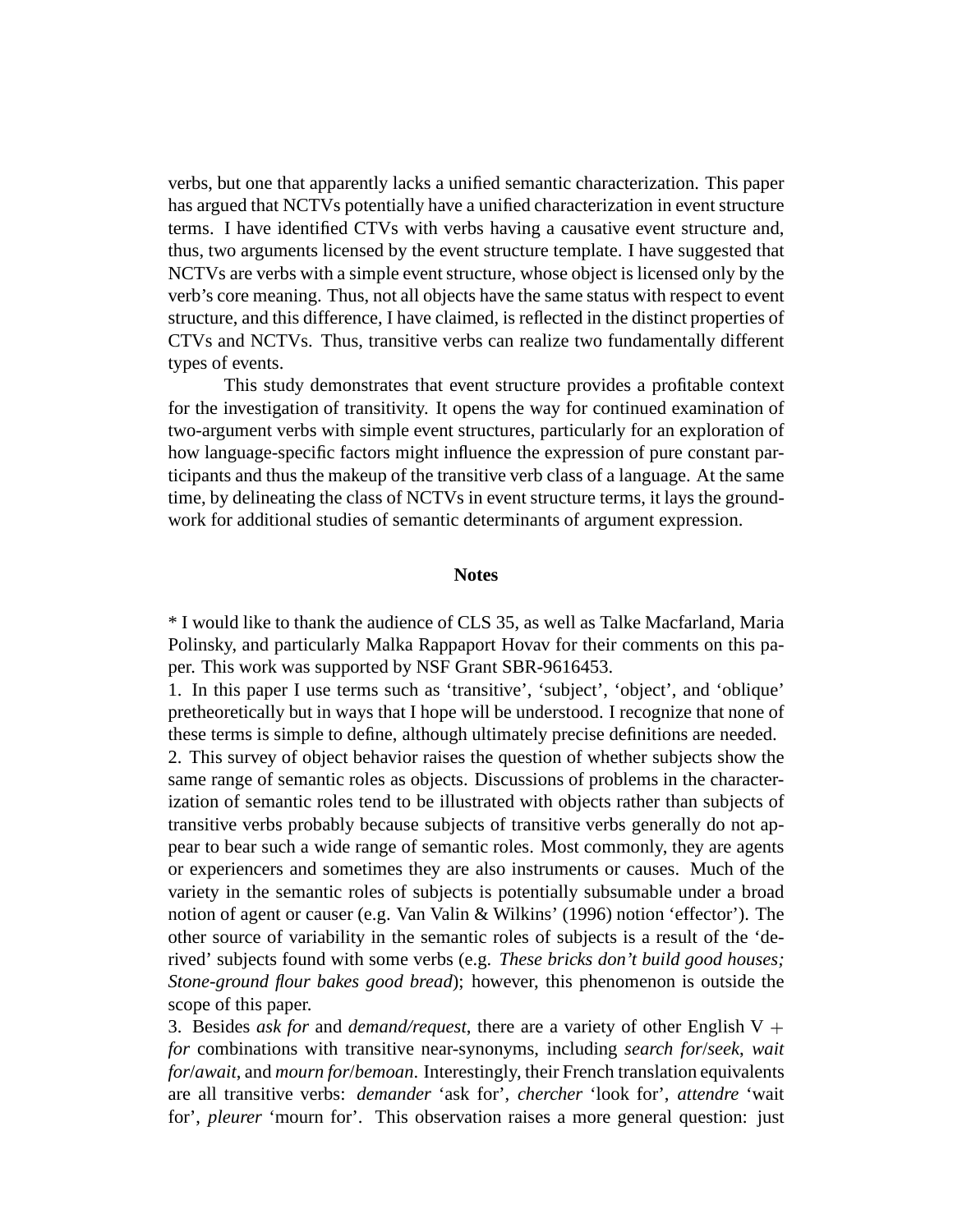verbs, but one that apparently lacks a unified semantic characterization. This paper has argued that NCTVs potentially have a unified characterization in event structure terms. I have identified CTVs with verbs having a causative event structure and, thus, two arguments licensed by the event structure template. I have suggested that NCTVs are verbs with a simple event structure, whose object is licensed only by the verb's core meaning. Thus, not all objects have the same status with respect to event structure, and this difference, I have claimed, is reflected in the distinct properties of CTVs and NCTVs. Thus, transitive verbs can realize two fundamentally different types of events.

This study demonstrates that event structure provides a profitable context for the investigation of transitivity. It opens the way for continued examination of two-argument verbs with simple event structures, particularly for an exploration of how language-specific factors might influence the expression of pure constant participants and thus the makeup of the transitive verb class of a language. At the same time, by delineating the class of NCTVs in event structure terms, it lays the groundwork for additional studies of semantic determinants of argument expression.

## Notes

* I would like to thank the audience of CLS 35, as well as Talke Macfarland, Maria Polinsky, and particularly Malka Rappaport Hovav for their comments on this paper. This work was supported by NSF Grant SBR-9616453.

1. In this paper I use terms such as 'transitive', 'subject', 'object', and 'oblique' pretheoretically but in ways that I hope will be understood. I recognize that none of these terms is simple to define, although ultimately precise definitions are needed.

2. This survey of object behavior raises the question of whether subjects show the same range of semantic roles as objects. Discussions of problems in the characterization of semantic roles tend to be illustrated with objects rather than subjects of transitive verbs probably because subjects of transitive verbs generally do not appear to bear such a wide range of semantic roles. Most commonly, they are agents or experiencers and sometimes they are also instruments or causes. Much of the variety in the semantic roles of subjects is potentially subsumable under a broad notion of agent or causer (e.g. Van Valin & Wilkins' (1996) notion 'effector'). The other source of variability in the semantic roles of subjects is a result of the 'derived' subjects found with some verbs (e.g. *These bricks don't build good houses; Stone-ground flour bakes good bread*); however, this phenomenon is outside the scope of this paper.

3. Besides *ask for* and *demand/request*, there are a variety of other English V + *for* combinations with transitive near-synonyms, including *search for*/*seek*, *wait for*/*await*, and *mourn for*/*bemoan*. Interestingly, their French translation equivalents are all transitive verbs: *demander* 'ask for', *chercher* 'look for', *attendre* 'wait for', *pleurer* 'mourn for'. This observation raises a more general question: just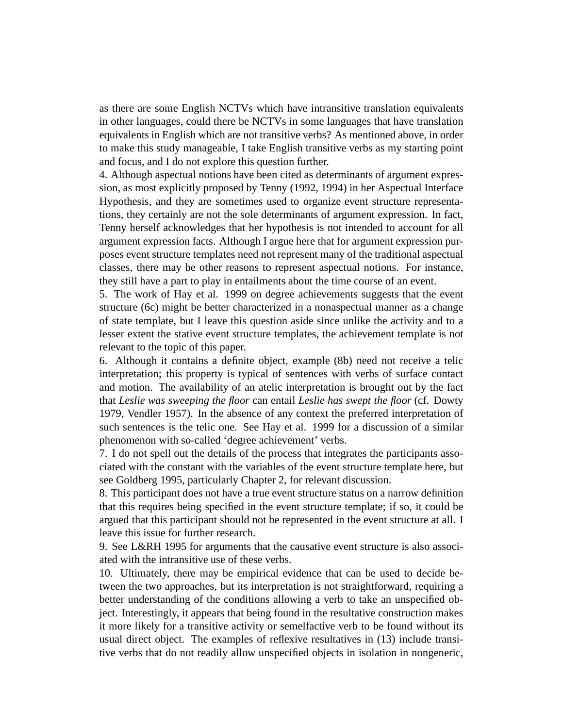as there are some English NCTVs which have intransitive translation equivalents in other languages, could there be NCTVs in some languages that have translation equivalents in English which are not transitive verbs? As mentioned above, in order to make this study manageable, I take English transitive verbs as my starting point and focus, and I do not explore this question further.

4. Although aspectual notions have been cited as determinants of argument expression, as most explicitly proposed by Tenny (1992, 1994) in her Aspectual Interface Hypothesis, and they are sometimes used to organize event structure representations, they certainly are not the sole determinants of argument expression. In fact, Tenny herself acknowledges that her hypothesis is not intended to account for all argument expression facts. Although I argue here that for argument expression purposes event structure templates need not represent many of the traditional aspectual classes, there may be other reasons to represent aspectual notions. For instance, they still have a part to play in entailments about the time course of an event.

5. The work of Hay et al. 1999 on degree achievements suggests that the event structure (6c) might be better characterized in a nonaspectual manner as a change of state template, but I leave this question aside since unlike the activity and to a lesser extent the stative event structure templates, the achievement template is not relevant to the topic of this paper.

6. Although it contains a definite object, example (8b) need not receive a telic interpretation; this property is typical of sentences with verbs of surface contact and motion. The availability of an atelic interpretation is brought out by the fact that *Leslie was sweeping the floor* can entail *Leslie has swept the floor* (cf. Dowty 1979, Vendler 1957). In the absence of any context the preferred interpretation of such sentences is the telic one. See Hay et al. 1999 for a discussion of a similar phenomenon with so-called 'degree achievement' verbs.

7. I do not spell out the details of the process that integrates the participants associated with the constant with the variables of the event structure template here, but see Goldberg 1995, particularly Chapter 2, for relevant discussion.

8. This participant does not have a true event structure status on a narrow definition that this requires being specified in the event structure template; if so, it could be argued that this participant should not be represented in the event structure at all. I leave this issue for further research.

9. See L&RH 1995 for arguments that the causative event structure is also associated with the intransitive use of these verbs.

10. Ultimately, there may be empirical evidence that can be used to decide between the two approaches, but its interpretation is not straightforward, requiring a better understanding of the conditions allowing a verb to take an unspecified object. Interestingly, it appears that being found in the resultative construction makes it more likely for a transitive activity or semelfactive verb to be found without its usual direct object. The examples of reflexive resultatives in (13) include transitive verbs that do not readily allow unspecified objects in isolation in nongeneric,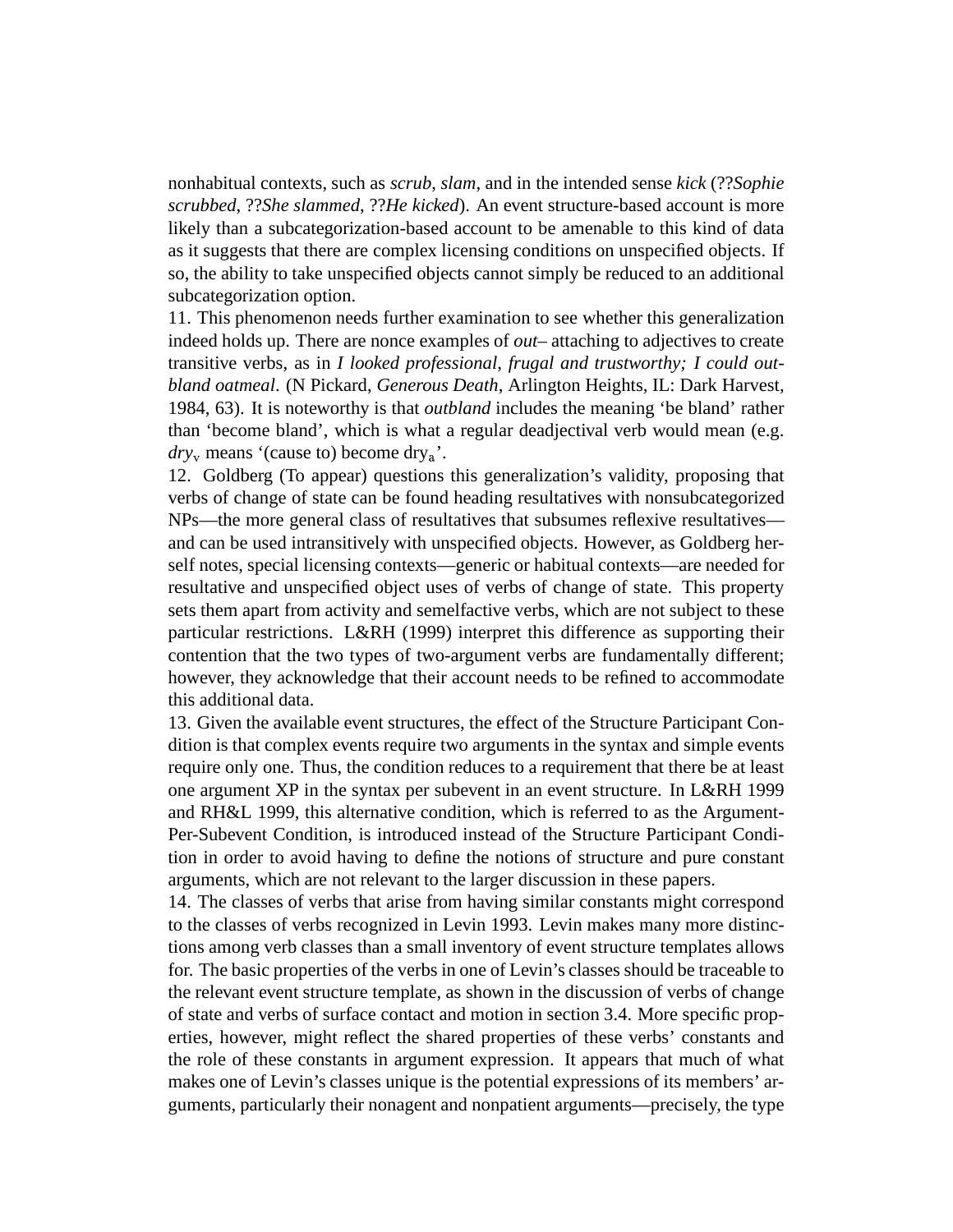nonhabitual contexts, such as *scrub*, *slam*, and in the intended sense *kick* (??*Sophie scrubbed*, ??*She slammed*, ??*He kicked*). An event structure-based account is more likely than a subcategorization-based account to be amenable to this kind of data as it suggests that there are complex licensing conditions on unspecified objects. If so, the ability to take unspecified objects cannot simply be reduced to an additional subcategorization option.

11. This phenomenon needs further examination to see whether this generalization indeed holds up. There are nonce examples of *out*– attaching to adjectives to create transitive verbs, as in *I looked professional, frugal and trustworthy; I could outbland oatmeal*. (N Pickard, *Generous Death*, Arlington Heights, IL: Dark Harvest, 1984, 63). It is noteworthy is that *outbland* includes the meaning 'be bland' rather than 'become bland', which is what a regular deadjectival verb would mean (e.g. $dry_v$ means '(cause to) become $dry_a$'.

12. Goldberg (To appear) questions this generalization's validity, proposing that verbs of change of state can be found heading resultatives with nonsubcategorized NPs—the more general class of resultatives that subsumes reflexive resultatives—and can be used intransitively with unspecified objects. However, as Goldberg herself notes, special licensing contexts—generic or habitual contexts—are needed for resultative and unspecified object uses of verbs of change of state. This property sets them apart from activity and semelfactive verbs, which are not subject to these particular restrictions. L&RH (1999) interpret this difference as supporting their contention that the two types of two-argument verbs are fundamentally different; however, they acknowledge that their account needs to be refined to accommodate this additional data.

13. Given the available event structures, the effect of the Structure Participant Condition is that complex events require two arguments in the syntax and simple events require only one. Thus, the condition reduces to a requirement that there be at least one argument XP in the syntax per subevent in an event structure. In L&RH 1999 and RH&L 1999, this alternative condition, which is referred to as the Argument-Per-Subevent Condition, is introduced instead of the Structure Participant Condition in order to avoid having to define the notions of structure and pure constant arguments, which are not relevant to the larger discussion in these papers.

14. The classes of verbs that arise from having similar constants might correspond to the classes of verbs recognized in Levin 1993. Levin makes many more distinctions among verb classes than a small inventory of event structure templates allows for. The basic properties of the verbs in one of Levin's classes should be traceable to the relevant event structure template, as shown in the discussion of verbs of change of state and verbs of surface contact and motion in section 3.4. More specific properties, however, might reflect the shared properties of these verbs' constants and the role of these constants in argument expression. It appears that much of what makes one of Levin's classes unique is the potential expressions of its members' arguments, particularly their nonagent and nonpatient arguments—precisely, the type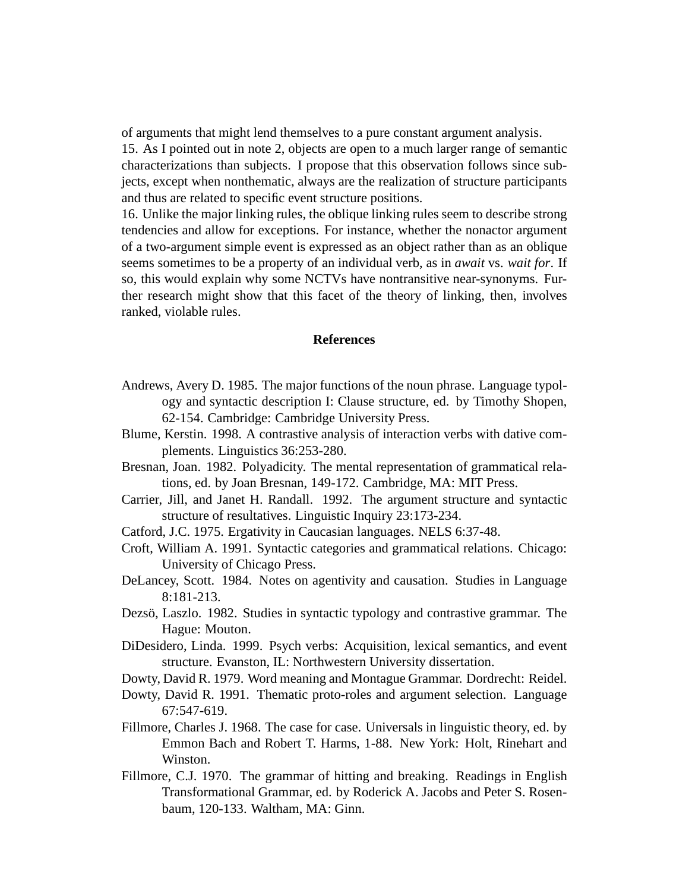of arguments that might lend themselves to a pure constant argument analysis.

15. As I pointed out in note 2, objects are open to a much larger range of semantic characterizations than subjects. I propose that this observation follows since subjects, except when nonthematic, always are the realization of structure participants and thus are related to specific event structure positions.

16. Unlike the major linking rules, the oblique linking rules seem to describe strong tendencies and allow for exceptions. For instance, whether the nonactor argument of a two-argument simple event is expressed as an object rather than as an oblique seems sometimes to be a property of an individual verb, as in *await* vs. *wait for*. If so, this would explain why some NCTVs have nontransitive near-synonyms. Further research might show that this facet of the theory of linking, then, involves ranked, violable rules.

## References

Andrews, Avery D. 1985. The major functions of the noun phrase. Language typology and syntactic description I: Clause structure, ed. by Timothy Shopen, 62-154. Cambridge: Cambridge University Press.

Blume, Kerstin. 1998. A contrastive analysis of interaction verbs with dative complements. Linguistics 36:253-280.

Bresnan, Joan. 1982. Polyadicity. The mental representation of grammatical relations, ed. by Joan Bresnan, 149-172. Cambridge, MA: MIT Press.

Carrier, Jill, and Janet H. Randall. 1992. The argument structure and syntactic structure of resultatives. Linguistic Inquiry 23:173-234.

Catford, J.C. 1975. Ergativity in Caucasian languages. NELS 6:37-48.

Croft, William A. 1991. Syntactic categories and grammatical relations. Chicago: University of Chicago Press.

DeLancey, Scott. 1984. Notes on agentivity and causation. Studies in Language 8:181-213.

Dezsö, Laszlo. 1982. Studies in syntactic typology and contrastive grammar. The Hague: Mouton.

DiDesidero, Linda. 1999. Psych verbs: Acquisition, lexical semantics, and event structure. Evanston, IL: Northwestern University dissertation.

Dowty, David R. 1979. Word meaning and Montague Grammar. Dordrecht: Reidel.

Dowty, David R. 1991. Thematic proto-roles and argument selection. Language 67:547-619.

Fillmore, Charles J. 1968. The case for case. Universals in linguistic theory, ed. by Emmon Bach and Robert T. Harms, 1-88. New York: Holt, Rinehart and Winston.

Fillmore, C.J. 1970. The grammar of hitting and breaking. Readings in English Transformational Grammar, ed. by Roderick A. Jacobs and Peter S. Rosenbaum, 120-133. Waltham, MA: Ginn.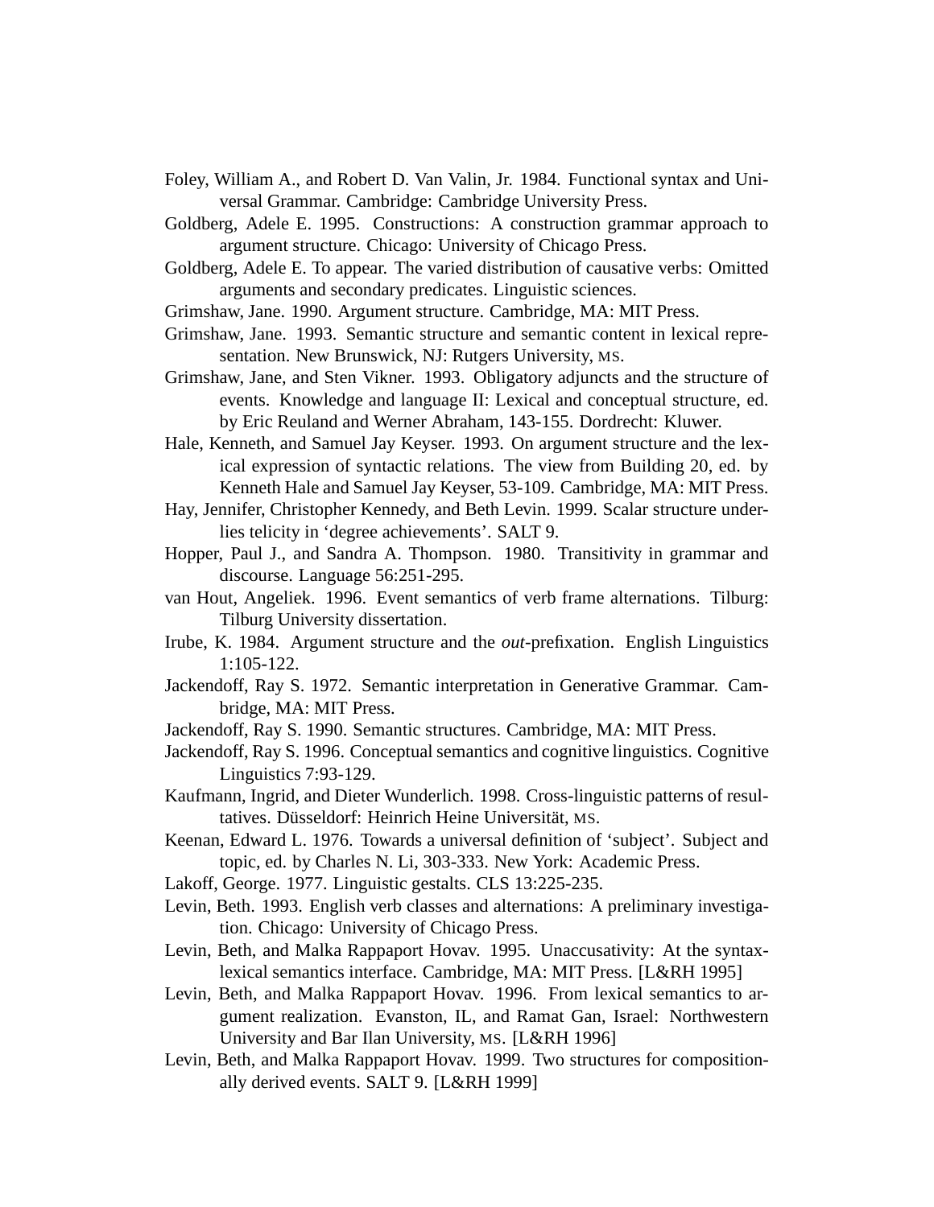Foley, William A., and Robert D. Van Valin, Jr. 1984. Functional syntax and Universal Grammar. Cambridge: Cambridge University Press.

Goldberg, Adele E. 1995. Constructions: A construction grammar approach to argument structure. Chicago: University of Chicago Press.

Goldberg, Adele E. To appear. The varied distribution of causative verbs: Omitted arguments and secondary predicates. Linguistic sciences.

Grimshaw, Jane. 1990. Argument structure. Cambridge, MA: MIT Press.

Grimshaw, Jane. 1993. Semantic structure and semantic content in lexical representation. New Brunswick, NJ: Rutgers University, MS.

Grimshaw, Jane, and Sten Vikner. 1993. Obligatory adjuncts and the structure of events. Knowledge and language II: Lexical and conceptual structure, ed. by Eric Reuland and Werner Abraham, 143-155. Dordrecht: Kluwer.

Hale, Kenneth, and Samuel Jay Keyser. 1993. On argument structure and the lexical expression of syntactic relations. The view from Building 20, ed. by Kenneth Hale and Samuel Jay Keyser, 53-109. Cambridge, MA: MIT Press.

Hay, Jennifer, Christopher Kennedy, and Beth Levin. 1999. Scalar structure underlies telicity in 'degree achievements'. SALT 9.

Hopper, Paul J., and Sandra A. Thompson. 1980. Transitivity in grammar and discourse. Language 56:251-295.

van Hout, Angeliek. 1996. Event semantics of verb frame alternations. Tilburg: Tilburg University dissertation.

Irube, K. 1984. Argument structure and the *out*-prefixation. English Linguistics 1:105-122.

Jackendoff, Ray S. 1972. Semantic interpretation in Generative Grammar. Cambridge, MA: MIT Press.

Jackendoff, Ray S. 1990. Semantic structures. Cambridge, MA: MIT Press.

Jackendoff, Ray S. 1996. Conceptual semantics and cognitive linguistics. Cognitive Linguistics 7:93-129.

Kaufmann, Ingrid, and Dieter Wunderlich. 1998. Cross-linguistic patterns of resultatives. Düsseldorf: Heinrich Heine Universität, MS.

Keenan, Edward L. 1976. Towards a universal definition of 'subject'. Subject and topic, ed. by Charles N. Li, 303-333. New York: Academic Press.

Lakoff, George. 1977. Linguistic gestalts. CLS 13:225-235.

Levin, Beth. 1993. English verb classes and alternations: A preliminary investigation. Chicago: University of Chicago Press.

Levin, Beth, and Malka Rappaport Hovav. 1995. Unaccusativity: At the syntax-lexical semantics interface. Cambridge, MA: MIT Press. [L&RH 1995]

Levin, Beth, and Malka Rappaport Hovav. 1996. From lexical semantics to argument realization. Evanston, IL, and Ramat Gan, Israel: Northwestern University and Bar Ilan University, MS. [L&RH 1996]

Levin, Beth, and Malka Rappaport Hovav. 1999. Two structures for compositionally derived events. SALT 9. [L&RH 1999]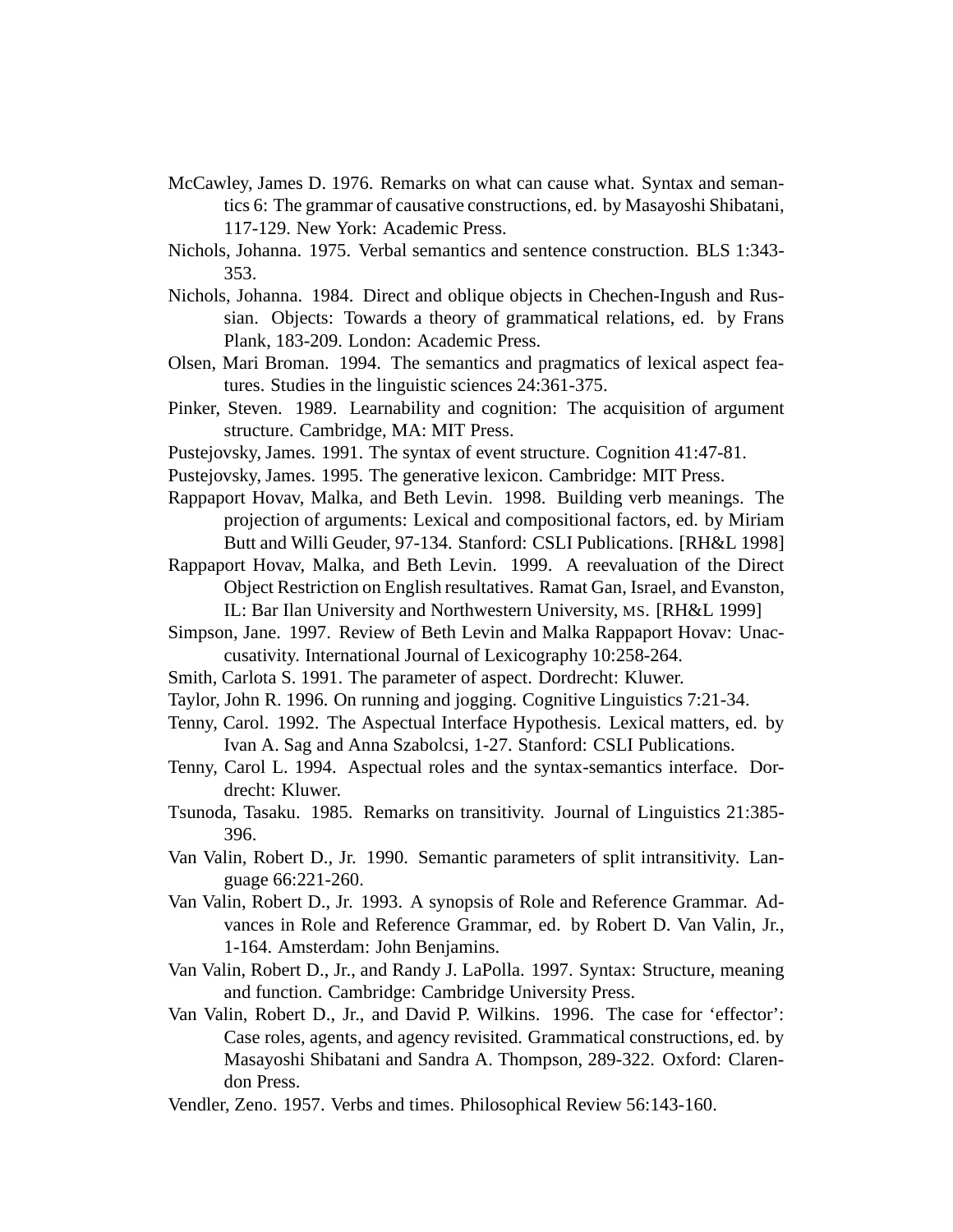McCawley, James D. 1976. Remarks on what can cause what. Syntax and semantics 6: The grammar of causative constructions, ed. by Masayoshi Shibatani, 117-129. New York: Academic Press.

Nichols, Johanna. 1975. Verbal semantics and sentence construction. BLS 1:343-353.

Nichols, Johanna. 1984. Direct and oblique objects in Chechen-Ingush and Russian. Objects: Towards a theory of grammatical relations, ed. by Frans Plank, 183-209. London: Academic Press.

Olsen, Mari Broman. 1994. The semantics and pragmatics of lexical aspect features. Studies in the linguistic sciences 24:361-375.

Pinker, Steven. 1989. Learnability and cognition: The acquisition of argument structure. Cambridge, MA: MIT Press.

Pustejovsky, James. 1991. The syntax of event structure. Cognition 41:47-81.

Pustejovsky, James. 1995. The generative lexicon. Cambridge: MIT Press.

Rappaport Hovav, Malka, and Beth Levin. 1998. Building verb meanings. The projection of arguments: Lexical and compositional factors, ed. by Miriam Butt and Willi Geuder, 97-134. Stanford: CSLI Publications. [RH&L 1998]

Rappaport Hovav, Malka, and Beth Levin. 1999. A reevaluation of the Direct Object Restriction on English resultatives. Ramat Gan, Israel, and Evanston, IL: Bar Ilan University and Northwestern University, MS. [RH&L 1999]

Simpson, Jane. 1997. Review of Beth Levin and Malka Rappaport Hovav: Unaccusativity. International Journal of Lexicography 10:258-264.

Smith, Carlota S. 1991. The parameter of aspect. Dordrecht: Kluwer.

Taylor, John R. 1996. On running and jogging. Cognitive Linguistics 7:21-34.

Tenny, Carol. 1992. The Aspectual Interface Hypothesis. Lexical matters, ed. by Ivan A. Sag and Anna Szabolcsi, 1-27. Stanford: CSLI Publications.

Tenny, Carol L. 1994. Aspectual roles and the syntax-semantics interface. Dordrecht: Kluwer.

Tsunoda, Tasaku. 1985. Remarks on transitivity. Journal of Linguistics 21:385-396.

Van Valin, Robert D., Jr. 1990. Semantic parameters of split intransitivity. Language 66:221-260.

Van Valin, Robert D., Jr. 1993. A synopsis of Role and Reference Grammar. Advances in Role and Reference Grammar, ed. by Robert D. Van Valin, Jr., 1-164. Amsterdam: John Benjamins.

Van Valin, Robert D., Jr., and Randy J. LaPolla. 1997. Syntax: Structure, meaning and function. Cambridge: Cambridge University Press.

Van Valin, Robert D., Jr., and David P. Wilkins. 1996. The case for 'effector': Case roles, agents, and agency revisited. Grammatical constructions, ed. by Masayoshi Shibatani and Sandra A. Thompson, 289-322. Oxford: Clarendon Press.

Vendler, Zeno. 1957. Verbs and times. Philosophical Review 56:143-160.